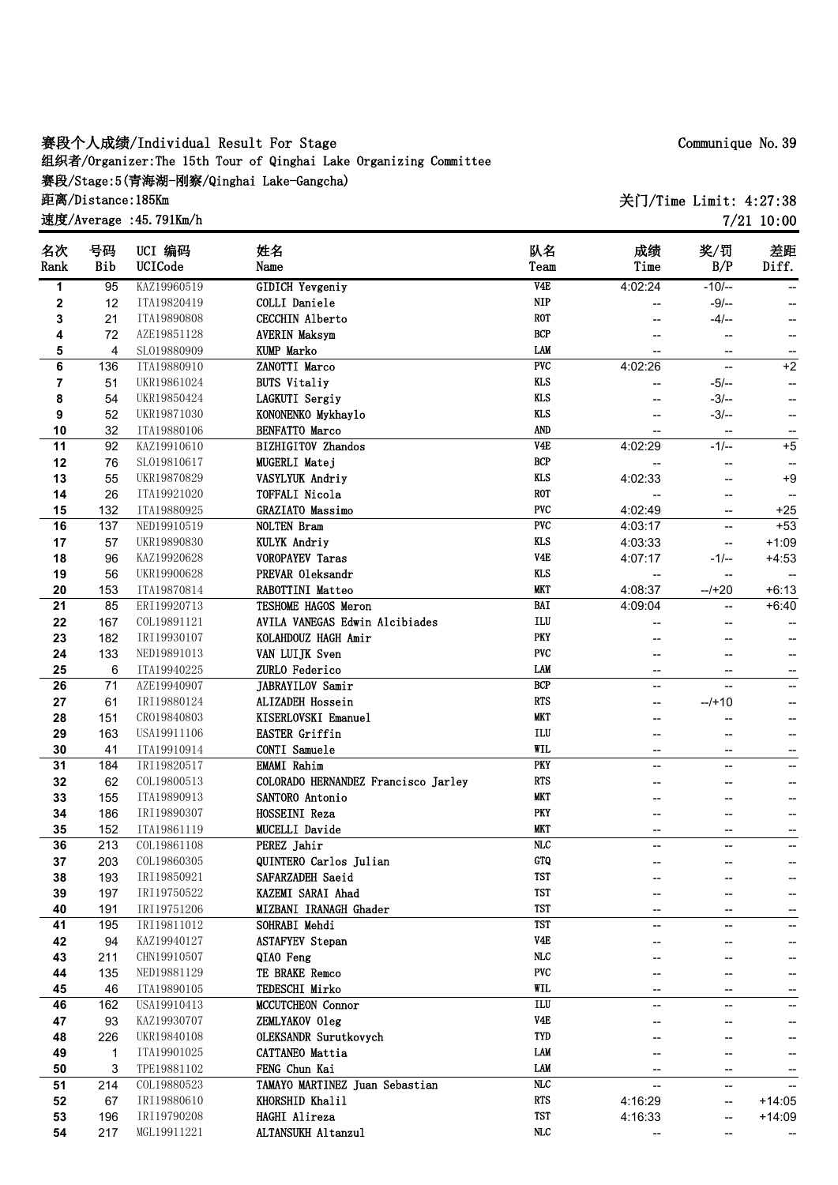# 赛段个人成绩/Individual Result For Stage

Communique No.39

组织者/Organizer:The 15th Tour of Qinghai Lake Organizing Committee

赛段/Stage:5(青海湖-刚察/Qinghai Lake-Gangcha)

距离/Distance:185Km

关门/Time Limit: 4:27:38

速度/Average :45.791Km/h

7/21 10:00

| 名次<br>Rank | 号码<br>Bib | UCI 编码<br>UCICode | 姓名<br>Name | 队名<br>Team | 成绩<br>Time | 奖/罚<br>B/P | 差距<br>Diff. |
|---|---|---|---|---|---|---|---|
| 1 | 95 | KAZ19960519 | GIDICH Yevgeniy | V4E | 4:02:24 | -10/-- | -- |
| 2 | 12 | ITA19820419 | COLLI Daniele | NIP | -- | -9/-- | -- |
| 3 | 21 | ITA19890808 | CECCHIN Alberto | ROT | -- | -4/-- | -- |
| 4 | 72 | AZE19851128 | AVERIN Maksym | BCP | -- | -- | -- |
| 5 | 4 | SLO19880909 | KUMP Marko | LAM | -- | -- | -- |
| 6 | 136 | ITA19880910 | ZANOTTI Marco | PVC | 4:02:26 | -- | +2 |
| 7 | 51 | UKR19861024 | BUTS Vitaliy | KLS | -- | -5/-- | -- |
| 8 | 54 | UKR19850424 | LAGKUTI Sergiy | KLS | -- | -3/-- | -- |
| 9 | 52 | UKR19871030 | KONONENKO Mykhaylo | KLS | -- | -3/-- | -- |
| 10 | 32 | ITA19880106 | BENFATTO Marco | AND | -- | -- | -- |
| 11 | 92 | KAZ19910610 | BIZHIGITOV Zhandos | V4E | 4:02:29 | -1/-- | +5 |
| 12 | 76 | SLO19810617 | MUGERLI Matej | BCP | -- | -- | -- |
| 13 | 55 | UKR19870829 | VASYLYUK Andriy | KLS | 4:02:33 | -- | +9 |
| 14 | 26 | ITA19921020 | TOFFALI Nicola | ROT | -- | -- | -- |
| 15 | 132 | ITA19880925 | GRAZIATO Massimo | PVC | 4:02:49 | -- | +25 |
| 16 | 137 | NED19910519 | NOLTEN Bram | PVC | 4:03:17 | -- | +53 |
| 17 | 57 | UKR19890830 | KULYK Andriy | KLS | 4:03:33 | -- | +1:09 |
| 18 | 96 | KAZ19920628 | VOROPAYEV Taras | V4E | 4:07:17 | -1/-- | +4:53 |
| 19 | 56 | UKR19900628 | PREVAR Oleksandr | KLS | -- | -- | -- |
| 20 | 153 | ITA19870814 | RABOTTINI Matteo | MKT | 4:08:37 | --/+20 | +6:13 |
| 21 | 85 | ERI19920713 | TESHOME HAGOS Meron | BAI | 4:09:04 | -- | +6:40 |
| 22 | 167 | COL19891121 | AVILA VANEGAS Edwin Alcibiades | ILU | -- | -- | -- |
| 23 | 182 | IRI19930107 | KOLAHDOUZ HAGH Amir | PKY | -- | -- | -- |
| 24 | 133 | NED19891013 | VAN LUIJK Sven | PVC | -- | -- | -- |
| 25 | 6 | ITA19940225 | ZURLO Federico | LAM | -- | -- | -- |
| 26 | 71 | AZE19940907 | JABRAYILOV Samir | BCP | -- | -- | -- |
| 27 | 61 | IRI19880124 | ALIZADEH Hossein | RTS | -- | --/+10 | -- |
| 28 | 151 | CRO19840803 | KISERLOVSKI Emanuel | MKT | -- | -- | -- |
| 29 | 163 | USA19911106 | EASTER Griffin | ILU | -- | -- | -- |
| 30 | 41 | ITA19910914 | CONTI Samuele | WIL | -- | -- | -- |
| 31 | 184 | IRI19820517 | EMAMI Rahim | PKY | -- | -- | -- |
| 32 | 62 | COL19800513 | COLORADO HERNANDEZ Francisco Jarley | RTS | -- | -- | -- |
| 33 | 155 | ITA19890913 | SANTORO Antonio | MKT | -- | -- | -- |
| 34 | 186 | IRI19890307 | HOSSEINI Reza | PKY | -- | -- | -- |
| 35 | 152 | ITA19861119 | MUCELLI Davide | MKT | -- | -- | -- |
| 36 | 213 | COL19861108 | PEREZ Jahir | NLC | -- | -- | -- |
| 37 | 203 | COL19860305 | QUINTERO Carlos Julian | GTQ | -- | -- | -- |
| 38 | 193 | IRI19850921 | SAFARZADEH Saeid | TST | -- | -- | -- |
| 39 | 197 | IRI19750522 | KAZEMI SARAI Ahad | TST | -- | -- | -- |
| 40 | 191 | IRI19751206 | MIZBANI IRANAGH Ghader | TST | -- | -- | -- |
| 41 | 195 | IRI19811012 | SOHRABI Mehdi | TST | -- | -- | -- |
| 42 | 94 | KAZ19940127 | ASTAFYEV Stepan | V4E | -- | -- | -- |
| 43 | 211 | CHN19910507 | QIAO Feng | NLC | -- | -- | -- |
| 44 | 135 | NED19881129 | TE BRAKE Remco | PVC | -- | -- | -- |
| 45 | 46 | ITA19890105 | TEDESCHI Mirko | WIL | -- | -- | -- |
| 46 | 162 | USA19910413 | MCCUTCHEON Connor | ILU | -- | -- | -- |
| 47 | 93 | KAZ19930707 | ZEMLYAKOV Oleg | V4E | -- | -- | -- |
| 48 | 226 | UKR19840108 | OLEKSANDR Surutkovych | TYD | -- | -- | -- |
| 49 | 1 | ITA19901025 | CATTANEO Mattia | LAM | -- | -- | -- |
| 50 | 3 | TPE19881102 | FENG Chun Kai | LAM | -- | -- | -- |
| 51 | 214 | COL19880523 | TAMAYO MARTINEZ Juan Sebastian | NLC | -- | -- | -- |
| 52 | 67 | IRI19880610 | KHORSHID Khalil | RTS | 4:16:29 | -- | +14:05 |
| 53 | 196 | IRI19790208 | HAGHI Alireza | TST | 4:16:33 | -- | +14:09 |
| 54 | 217 | MGL19911221 | ALTANSUKH Altanzul | NLC | -- | -- | -- |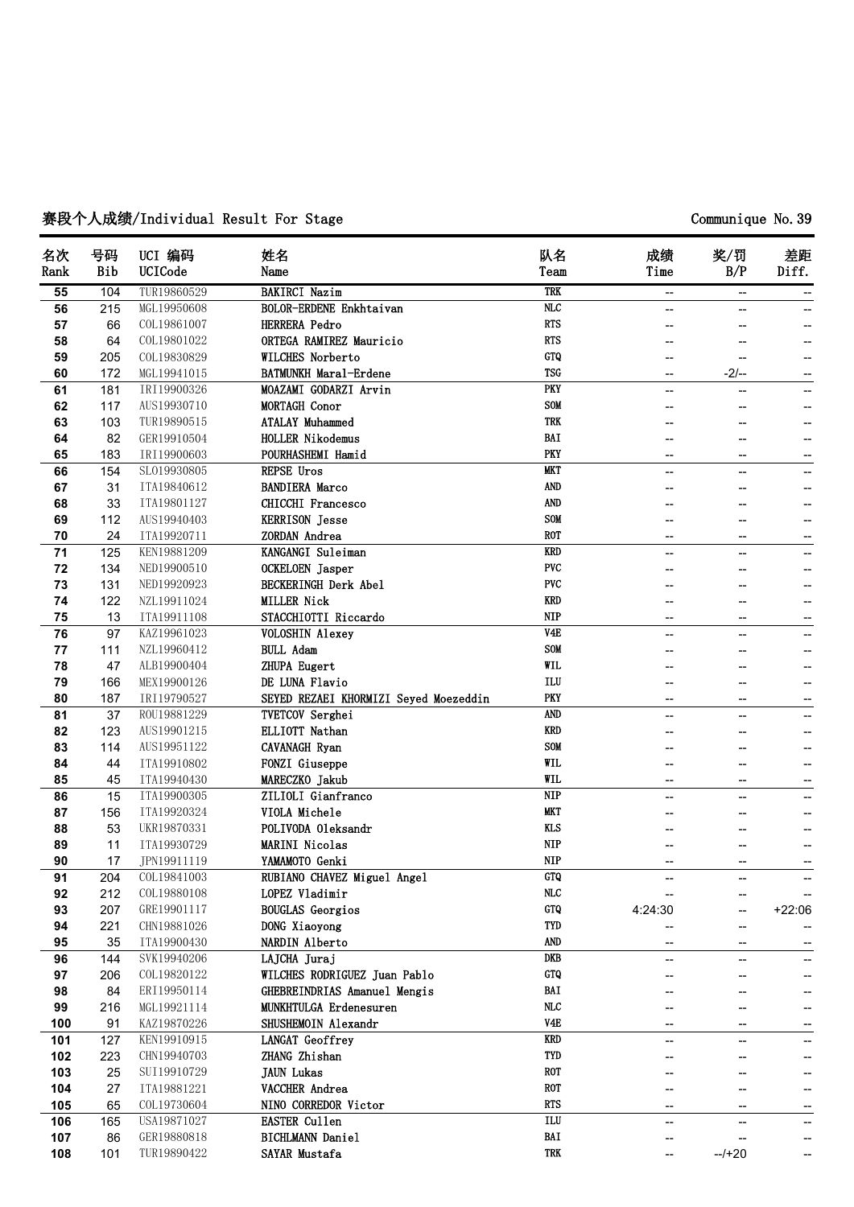赛段个人成绩/Individual Result For Stage

Communique No.39

| 名次 Rank | 号码 Bib | UCI 编码 UCICode | 姓名 Name | 队名 Team | 成绩 Time | 奖/罚 B/P | 差距 Diff. |
|---|---|---|---|---|---|---|---|
| 55 | 104 | TUR19860529 | BAKIRCI Nazim | TRK | -- | -- | -- |
| 56 | 215 | MGL19950608 | BOLOR-ERDENE Enkhtaivan | NLC | -- | -- | -- |
| 57 | 66 | COL19861007 | HERRERA Pedro | RTS | -- | -- | -- |
| 58 | 64 | COL19801022 | ORTEGA RAMIREZ Mauricio | RTS | -- | -- | -- |
| 59 | 205 | COL19830829 | WILCHES Norberto | GTQ | -- | -- | -- |
| 60 | 172 | MGL19941015 | BATMUNKH Maral-Erdene | TSG | -- | -2/-- | -- |
| 61 | 181 | IRI19900326 | MOAZAMI GODARZI Arvin | PKY | -- | -- | -- |
| 62 | 117 | AUS19930710 | MORTAGH Conor | SOM | -- | -- | -- |
| 63 | 103 | TUR19890515 | ATALAY Muhammed | TRK | -- | -- | -- |
| 64 | 82 | GER19910504 | HOLLER Nikodemus | BAI | -- | -- | -- |
| 65 | 183 | IRI19900603 | POURHASHEMI Hamid | PKY | -- | -- | -- |
| 66 | 154 | SLO19930805 | REPSE Uros | MKT | -- | -- | -- |
| 67 | 31 | ITA19840612 | BANDIERA Marco | AND | -- | -- | -- |
| 68 | 33 | ITA19801127 | CHICCHI Francesco | AND | -- | -- | -- |
| 69 | 112 | AUS19940403 | KERRISON Jesse | SOM | -- | -- | -- |
| 70 | 24 | ITA19920711 | ZORDAN Andrea | ROT | -- | -- | -- |
| 71 | 125 | KEN19881209 | KANGANGI Suleiman | KRD | -- | -- | -- |
| 72 | 134 | NED19900510 | OCKELOEN Jasper | PVC | -- | -- | -- |
| 73 | 131 | NED19920923 | BECKERINGH Derk Abel | PVC | -- | -- | -- |
| 74 | 122 | NZL19911024 | MILLER Nick | KRD | -- | -- | -- |
| 75 | 13 | ITA19911108 | STACCHIOTTI Riccardo | NIP | -- | -- | -- |
| 76 | 97 | KAZ19961023 | VOLOSHIN Alexey | V4E | -- | -- | -- |
| 77 | 111 | NZL19960412 | BULL Adam | SOM | -- | -- | -- |
| 78 | 47 | ALB19900404 | ZHUPA Eugert | WIL | -- | -- | -- |
| 79 | 166 | MEX19900126 | DE LUNA Flavio | ILU | -- | -- | -- |
| 80 | 187 | IRI19790527 | SEYED REZAEI KHORMIZI Seyed Moezeddin | PKY | -- | -- | -- |
| 81 | 37 | ROU19881229 | TVETCOV Serghei | AND | -- | -- | -- |
| 82 | 123 | AUS19901215 | ELLIOTT Nathan | KRD | -- | -- | -- |
| 83 | 114 | AUS19951122 | CAVANAGH Ryan | SOM | -- | -- | -- |
| 84 | 44 | ITA19910802 | FONZI Giuseppe | WIL | -- | -- | -- |
| 85 | 45 | ITA19940430 | MARECZKO Jakub | WIL | -- | -- | -- |
| 86 | 15 | ITA19900305 | ZILIOLI Gianfranco | NIP | -- | -- | -- |
| 87 | 156 | ITA19920324 | VIOLA Michele | MKT | -- | -- | -- |
| 88 | 53 | UKR19870331 | POLIVODA Oleksandr | KLS | -- | -- | -- |
| 89 | 11 | ITA19930729 | MARINI Nicolas | NIP | -- | -- | -- |
| 90 | 17 | JPN19911119 | YAMAMOTO Genki | NIP | -- | -- | -- |
| 91 | 204 | COL19841003 | RUBIANO CHAVEZ Miguel Angel | GTQ | -- | -- | -- |
| 92 | 212 | COL19880108 | LOPEZ Vladimir | NLC | -- | -- | -- |
| 93 | 207 | GRE19901117 | BOUGLAS Georgios | GTQ | 4:24:30 | -- | +22:06 |
| 94 | 221 | CHN19881026 | DONG Xiaoyong | TYD | -- | -- | -- |
| 95 | 35 | ITA19900430 | NARDIN Alberto | AND | -- | -- | -- |
| 96 | 144 | SVK19940206 | LAJCHA Juraj | DKB | -- | -- | -- |
| 97 | 206 | COL19820122 | WILCHES RODRIGUEZ Juan Pablo | GTQ | -- | -- | -- |
| 98 | 84 | ERI19950114 | GHEBREINDRIAS Amanuel Mengis | BAI | -- | -- | -- |
| 99 | 216 | MGL19921114 | MUNKHTULGA Erdenesuren | NLC | -- | -- | -- |
| 100 | 91 | KAZ19870226 | SHUSHEMOIN Alexandr | V4E | -- | -- | -- |
| 101 | 127 | KEN19910915 | LANGAT Geoffrey | KRD | -- | -- | -- |
| 102 | 223 | CHN19940703 | ZHANG Zhishan | TYD | -- | -- | -- |
| 103 | 25 | SUI19910729 | JAUN Lukas | ROT | -- | -- | -- |
| 104 | 27 | ITA19881221 | VACCHER Andrea | ROT | -- | -- | -- |
| 105 | 65 | COL19730604 | NINO CORREDOR Victor | RTS | -- | -- | -- |
| 106 | 165 | USA19871027 | EASTER Cullen | ILU | -- | -- | -- |
| 107 | 86 | GER19880818 | BICHLMANN Daniel | BAI | -- | -- | -- |
| 108 | 101 | TUR19890422 | SAYAR Mustafa | TRK | -- | --/+20 | -- |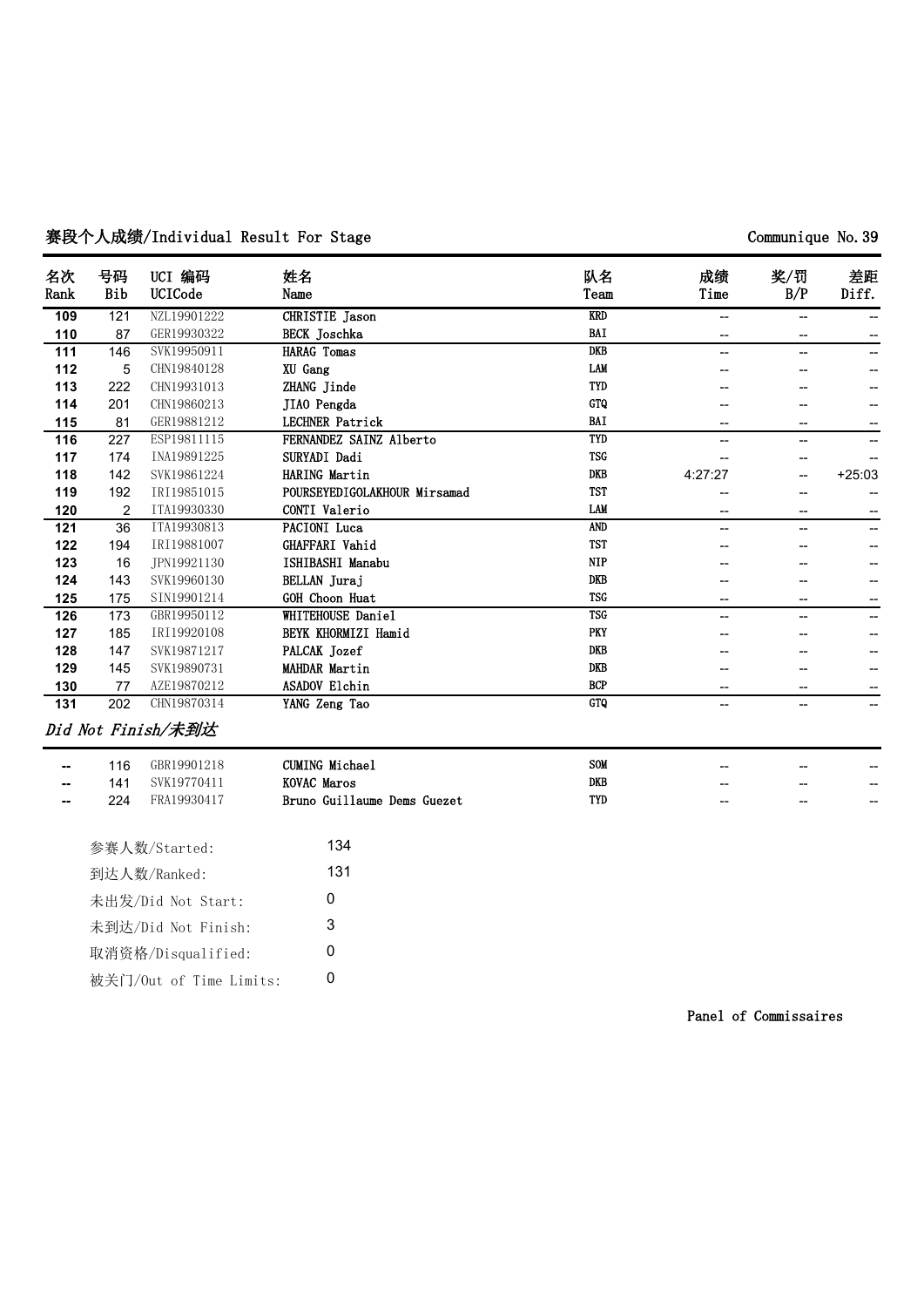## 赛段个人成绩/Individual Result For Stage

Communique No.39

| 名次 Rank | 号码 Bib | UCI 编码 UCICode | 姓名 Name | 队名 Team | 成绩 Time | 奖/罚 B/P | 差距 Diff. |
|---|---|---|---|---|---|---|---|
| 109 | 121 | NZL19901222 | CHRISTIE Jason | KRD | -- | -- | -- |
| 110 | 87 | GER19930322 | BECK Joschka | BAI | -- | -- | -- |
| 111 | 146 | SVK19950911 | HARAG Tomas | DKB | -- | -- | -- |
| 112 | 5 | CHN19840128 | XU Gang | LAM | -- | -- | -- |
| 113 | 222 | CHN19931013 | ZHANG Jinde | TYD | -- | -- | -- |
| 114 | 201 | CHN19860213 | JIAO Pengda | GTQ | -- | -- | -- |
| 115 | 81 | GER19881212 | LECHNER Patrick | BAI | -- | -- | -- |
| 116 | 227 | ESP19811115 | FERNANDEZ SAINZ Alberto | TYD | -- | -- | -- |
| 117 | 174 | INA19891225 | SURYADI Dadi | TSG | -- | -- | -- |
| 118 | 142 | SVK19861224 | HARING Martin | DKB | 4:27:27 | -- | +25:03 |
| 119 | 192 | IRI19851015 | POURSEYEDIGOLAKHOUR Mirsamad | TST | -- | -- | -- |
| 120 | 2 | ITA19930330 | CONTI Valerio | LAM | -- | -- | -- |
| 121 | 36 | ITA19930813 | PACIONI Luca | AND | -- | -- | -- |
| 122 | 194 | IRI19881007 | GHAFFARI Vahid | TST | -- | -- | -- |
| 123 | 16 | JPN19921130 | ISHIBASHI Manabu | NIP | -- | -- | -- |
| 124 | 143 | SVK19960130 | BELLAN Juraj | DKB | -- | -- | -- |
| 125 | 175 | SIN19901214 | GOH Choon Huat | TSG | -- | -- | -- |
| 126 | 173 | GBR19950112 | WHITEHOUSE Daniel | TSG | -- | -- | -- |
| 127 | 185 | IRI19920108 | BEYK KHORMIZI Hamid | PKY | -- | -- | -- |
| 128 | 147 | SVK19871217 | PALCAK Jozef | DKB | -- | -- | -- |
| 129 | 145 | SVK19890731 | MAHDAR Martin | DKB | -- | -- | -- |
| 130 | 77 | AZE19870212 | ASADOV Elchin | BCP | -- | -- | -- |
| 131 | 202 | CHN19870314 | YANG Zeng Tao | GTQ | -- | -- | -- |

### *Did Not Finish/未到达*

| 名次 Rank | 号码 Bib | UCI 编码 UCICode | 姓名 Name | 队名 Team | 成绩 Time | 奖/罚 B/P | 差距 Diff. |
|---|---|---|---|---|---|---|---|
| -- | 116 | GBR19901218 | CUMING Michael | SOM | -- | -- | -- |
| -- | 141 | SVK19770411 | KOVAC Maros | DKB | -- | -- | -- |
| -- | 224 | FRA19930417 | Bruno Guillaume Dems Guezet | TYD | -- | -- | -- |

| | |
|---|---|
| 参赛人数/Started: | 134 |
| 到达人数/Ranked: | 131 |
| 未出发/Did Not Start: | 0 |
| 未到达/Did Not Finish: | 3 |
| 取消资格/Disqualified: | 0 |
| 被关门/Out of Time Limits: | 0 |

Panel of Commissaires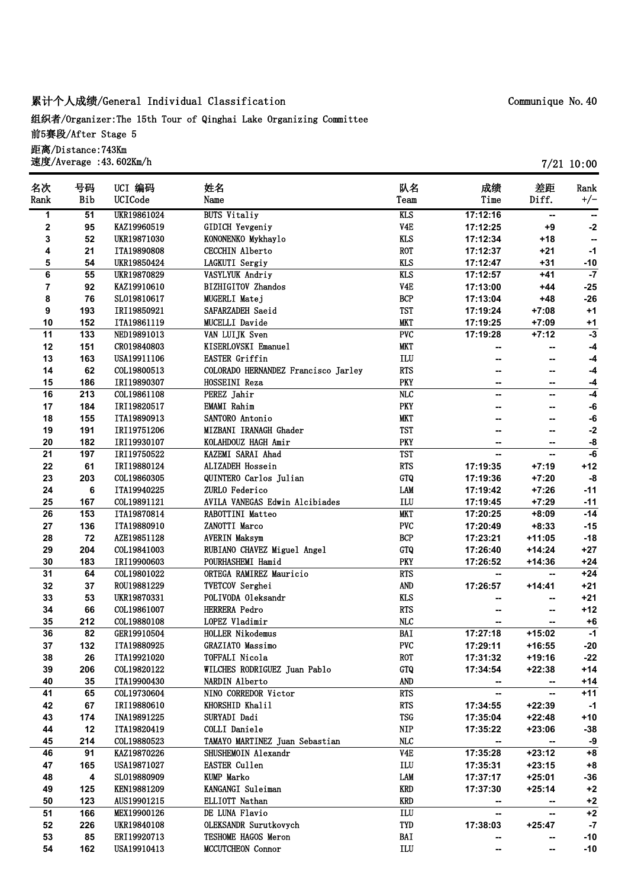# 累计个人成绩/General Individual Classification

Communique No.40

组织者/Organizer:The 15th Tour of Qinghai Lake Organizing Committee

前5赛段/After Stage 5

距离/Distance:743Km

速度/Average :43.602Km/h

7/21 10:00

| 名次<br>Rank | 号码<br>Bib | UCI 编码<br>UCICode | 姓名<br>Name | 队名<br>Team | 成绩<br>Time | 差距<br>Diff. | Rank<br>+/- |
|---|---|---|---|---|---|---|---|
| 1 | 51 | UKR19861024 | BUTS Vitaliy | KLS | 17:12:16 | -- | -- |
| 2 | 95 | KAZ19960519 | GIDICH Yevgeniy | V4E | 17:12:25 | +9 | -2 |
| 3 | 52 | UKR19871030 | KONONENKO Mykhaylo | KLS | 17:12:34 | +18 | -- |
| 4 | 21 | ITA19890808 | CECCHIN Alberto | ROT | 17:12:37 | +21 | -1 |
| 5 | 54 | UKR19850424 | LAGKUTI Sergiy | KLS | 17:12:47 | +31 | -10 |
| 6 | 55 | UKR19870829 | VASYLYUK Andriy | KLS | 17:12:57 | +41 | -7 |
| 7 | 92 | KAZ19910610 | BIZHIGITOV Zhandos | V4E | 17:13:00 | +44 | -25 |
| 8 | 76 | SLO19810617 | MUGERLI Matej | BCP | 17:13:04 | +48 | -26 |
| 9 | 193 | IRI19850921 | SAFARZADEH Saeid | TST | 17:19:24 | +7:08 | +1 |
| 10 | 152 | ITA19861119 | MUCELLI Davide | MKT | 17:19:25 | +7:09 | +1 |
| 11 | 133 | NED19891013 | VAN LUIJK Sven | PVC | 17:19:28 | +7:12 | -3 |
| 12 | 151 | CRO19840803 | KISERLOVSKI Emanuel | MKT | -- | -- | -4 |
| 13 | 163 | USA19911106 | EASTER Griffin | ILU | -- | -- | -4 |
| 14 | 62 | COL19800513 | COLORADO HERNANDEZ Francisco Jarley | RTS | -- | -- | -4 |
| 15 | 186 | IRI19890307 | HOSSEINI Reza | PKY | -- | -- | -4 |
| 16 | 213 | COL19861108 | PEREZ Jahir | NLC | -- | -- | -4 |
| 17 | 184 | IRI19820517 | EMAMI Rahim | PKY | -- | -- | -6 |
| 18 | 155 | ITA19890913 | SANTORO Antonio | MKT | -- | -- | -6 |
| 19 | 191 | IRI19751206 | MIZBANI IRANAGH Ghader | TST | -- | -- | -2 |
| 20 | 182 | IRI19930107 | KOLAHDOUZ HAGH Amir | PKY | -- | -- | -8 |
| 21 | 197 | IRI19750522 | KAZEMI SARAI Ahad | TST | -- | -- | -6 |
| 22 | 61 | IRI19880124 | ALIZADEH Hossein | RTS | 17:19:35 | +7:19 | +12 |
| 23 | 203 | COL19860305 | QUINTERO Carlos Julian | GTQ | 17:19:36 | +7:20 | -8 |
| 24 | 6 | ITA19940225 | ZURLO Federico | LAM | 17:19:42 | +7:26 | -11 |
| 25 | 167 | COL19891121 | AVILA VANEGAS Edwin Alcibiades | ILU | 17:19:45 | +7:29 | -11 |
| 26 | 153 | ITA19870814 | RABOTTINI Matteo | MKT | 17:20:25 | +8:09 | -14 |
| 27 | 136 | ITA19880910 | ZANOTTI Marco | PVC | 17:20:49 | +8:33 | -15 |
| 28 | 72 | AZE19851128 | AVERIN Maksym | BCP | 17:23:21 | +11:05 | -18 |
| 29 | 204 | COL19841003 | RUBIANO CHAVEZ Miguel Angel | GTQ | 17:26:40 | +14:24 | +27 |
| 30 | 183 | IRI19900603 | POURHASHEMI Hamid | PKY | 17:26:52 | +14:36 | +24 |
| 31 | 64 | COL19801022 | ORTEGA RAMIREZ Mauricio | RTS | -- | -- | +24 |
| 32 | 37 | ROU19881229 | TVETCOV Serghei | AND | 17:26:57 | +14:41 | +21 |
| 33 | 53 | UKR19870331 | POLIVODA Oleksandr | KLS | -- | -- | +21 |
| 34 | 66 | COL19861007 | HERRERA Pedro | RTS | -- | -- | +12 |
| 35 | 212 | COL19880108 | LOPEZ Vladimir | NLC | -- | -- | +6 |
| 36 | 82 | GER19910504 | HOLLER Nikodemus | BAI | 17:27:18 | +15:02 | -1 |
| 37 | 132 | ITA19880925 | GRAZIATO Massimo | PVC | 17:29:11 | +16:55 | -20 |
| 38 | 26 | ITA19921020 | TOFFALI Nicola | ROT | 17:31:32 | +19:16 | -22 |
| 39 | 206 | COL19820122 | WILCHES RODRIGUEZ Juan Pablo | GTQ | 17:34:54 | +22:38 | +14 |
| 40 | 35 | ITA19900430 | NARDIN Alberto | AND | -- | -- | +14 |
| 41 | 65 | COL19730604 | NINO CORREDOR Victor | RTS | -- | -- | +11 |
| 42 | 67 | IRI19880610 | KHORSHID Khalil | RTS | 17:34:55 | +22:39 | -1 |
| 43 | 174 | INA19891225 | SURYADI Dadi | TSG | 17:35:04 | +22:48 | +10 |
| 44 | 12 | ITA19820419 | COLLI Daniele | NIP | 17:35:22 | +23:06 | -38 |
| 45 | 214 | COL19880523 | TAMAYO MARTINEZ Juan Sebastian | NLC | -- | -- | -9 |
| 46 | 91 | KAZ19870226 | SHUSHEMOIN Alexandr | V4E | 17:35:28 | +23:12 | +8 |
| 47 | 165 | USA19871027 | EASTER Cullen | ILU | 17:35:31 | +23:15 | +8 |
| 48 | 4 | SLO19880909 | KUMP Marko | LAM | 17:37:17 | +25:01 | -36 |
| 49 | 125 | KEN19881209 | KANGANGI Suleiman | KRD | 17:37:30 | +25:14 | +2 |
| 50 | 123 | AUS19901215 | ELLIOTT Nathan | KRD | -- | -- | +2 |
| 51 | 166 | MEX19900126 | DE LUNA Flavio | ILU | -- | -- | +2 |
| 52 | 226 | UKR19840108 | OLEKSANDR Surutkovych | TYD | 17:38:03 | +25:47 | -7 |
| 53 | 85 | ERI19920713 | TESHOME HAGOS Meron | BAI | -- | -- | -10 |
| 54 | 162 | USA19910413 | MCCUTCHEON Connor | ILU | -- | -- | -10 |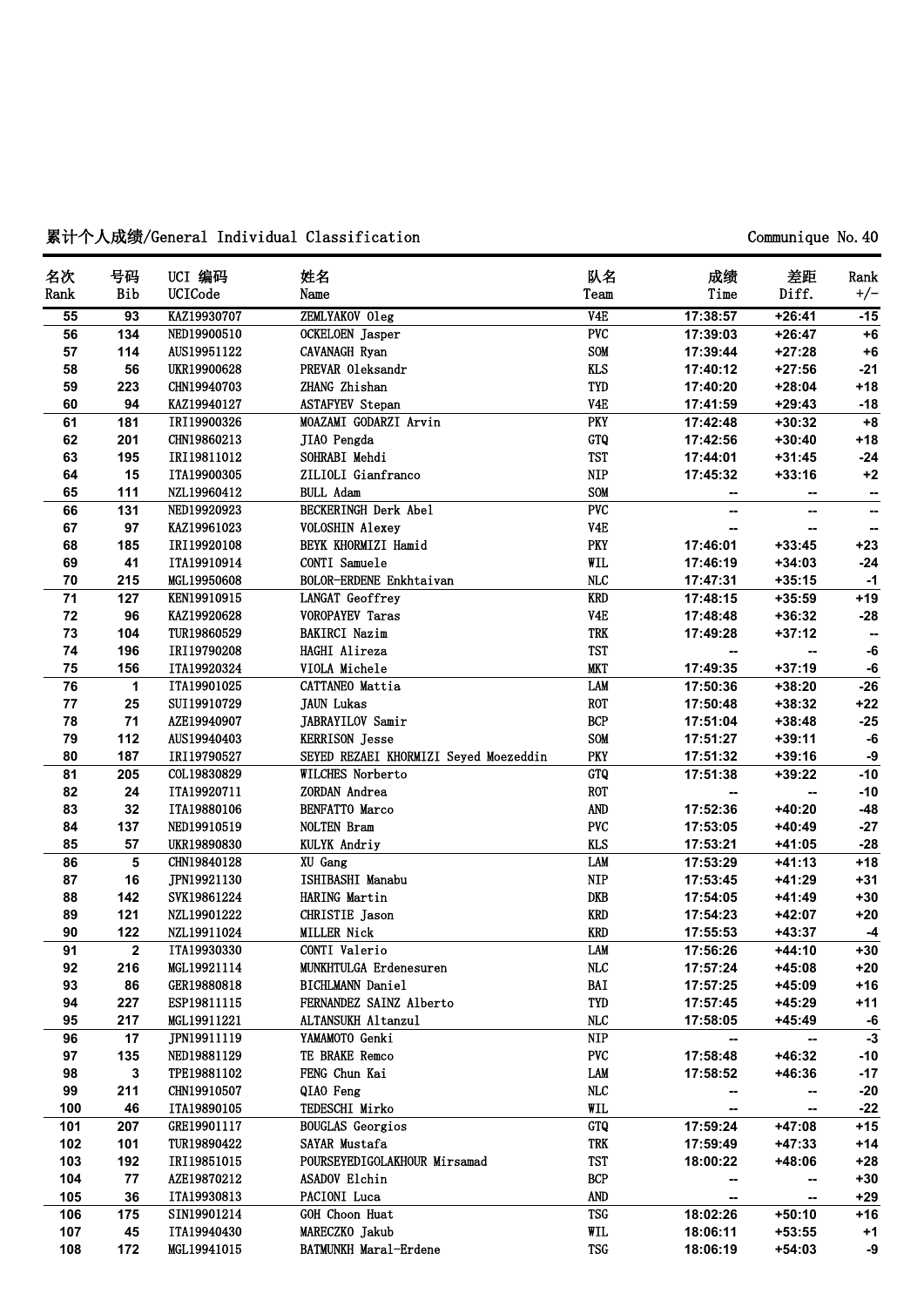累计个人成绩/General Individual Classification

Communique No.40

| 名次<br>Rank | 号码<br>Bib | UCI 编码<br>UCICode | 姓名<br>Name | 队名<br>Team | 成绩<br>Time | 差距<br>Diff. | Rank<br>+/- |
|---|---|---|---|---|---|---|---|
| 55 | 93 | KAZ19930707 | ZEMLYAKOV Oleg | V4E | 17:38:57 | +26:41 | -15 |
| 56 | 134 | NED19900510 | OCKELOEN Jasper | PVC | 17:39:03 | +26:47 | +6 |
| 57 | 114 | AUS19951122 | CAVANAGH Ryan | SOM | 17:39:44 | +27:28 | +6 |
| 58 | 56 | UKR19900628 | PREVAR Oleksandr | KLS | 17:40:12 | +27:56 | -21 |
| 59 | 223 | CHN19940703 | ZHANG Zhishan | TYD | 17:40:20 | +28:04 | +18 |
| 60 | 94 | KAZ19940127 | ASTAFYEV Stepan | V4E | 17:41:59 | +29:43 | -18 |
| 61 | 181 | IRI19900326 | MOAZAMI GODARZI Arvin | PKY | 17:42:48 | +30:32 | +8 |
| 62 | 201 | CHN19860213 | JIAO Pengda | GTQ | 17:42:56 | +30:40 | +18 |
| 63 | 195 | IRI19811012 | SOHRABI Mehdi | TST | 17:44:01 | +31:45 | -24 |
| 64 | 15 | ITA19900305 | ZILIOLI Gianfranco | NIP | 17:45:32 | +33:16 | +2 |
| 65 | 111 | NZL19960412 | BULL Adam | SOM | -- | -- | -- |
| 66 | 131 | NED19920923 | BECKERINGH Derk Abel | PVC | -- | -- | -- |
| 67 | 97 | KAZ19961023 | VOLOSHIN Alexey | V4E | -- | -- | -- |
| 68 | 185 | IRI19920108 | BEYK KHORMIZI Hamid | PKY | 17:46:01 | +33:45 | +23 |
| 69 | 41 | ITA19910914 | CONTI Samuele | WIL | 17:46:19 | +34:03 | -24 |
| 70 | 215 | MGL19950608 | BOLOR-ERDENE Enkhtaivan | NLC | 17:47:31 | +35:15 | -1 |
| 71 | 127 | KEN19910915 | LANGAT Geoffrey | KRD | 17:48:15 | +35:59 | +19 |
| 72 | 96 | KAZ19920628 | VOROPAYEV Taras | V4E | 17:48:48 | +36:32 | -28 |
| 73 | 104 | TUR19860529 | BAKIRCI Nazim | TRK | 17:49:28 | +37:12 | -- |
| 74 | 196 | IRI19790208 | HAGHI Alireza | TST | -- | -- | -6 |
| 75 | 156 | ITA19920324 | VIOLA Michele | MKT | 17:49:35 | +37:19 | -6 |
| 76 | 1 | ITA19901025 | CATTANEO Mattia | LAM | 17:50:36 | +38:20 | -26 |
| 77 | 25 | SUI19910729 | JAUN Lukas | ROT | 17:50:48 | +38:32 | +22 |
| 78 | 71 | AZE19940907 | JABRAYILOV Samir | BCP | 17:51:04 | +38:48 | -25 |
| 79 | 112 | AUS19940403 | KERRISON Jesse | SOM | 17:51:27 | +39:11 | -6 |
| 80 | 187 | IRI19790527 | SEYED REZAEI KHORMIZI Seyed Moezeddin | PKY | 17:51:32 | +39:16 | -9 |
| 81 | 205 | COL19830829 | WILCHES Norberto | GTQ | 17:51:38 | +39:22 | -10 |
| 82 | 24 | ITA19920711 | ZORDAN Andrea | ROT | -- | -- | -10 |
| 83 | 32 | ITA19880106 | BENFATTO Marco | AND | 17:52:36 | +40:20 | -48 |
| 84 | 137 | NED19910519 | NOLTEN Bram | PVC | 17:53:05 | +40:49 | -27 |
| 85 | 57 | UKR19890830 | KULYK Andriy | KLS | 17:53:21 | +41:05 | -28 |
| 86 | 5 | CHN19840128 | XU Gang | LAM | 17:53:29 | +41:13 | +18 |
| 87 | 16 | JPN19921130 | ISHIBASHI Manabu | NIP | 17:53:45 | +41:29 | +31 |
| 88 | 142 | SVK19861224 | HARING Martin | DKB | 17:54:05 | +41:49 | +30 |
| 89 | 121 | NZL19901222 | CHRISTIE Jason | KRD | 17:54:23 | +42:07 | +20 |
| 90 | 122 | NZL19911024 | MILLER Nick | KRD | 17:55:53 | +43:37 | -4 |
| 91 | 2 | ITA19930330 | CONTI Valerio | LAM | 17:56:26 | +44:10 | +30 |
| 92 | 216 | MGL19921114 | MUNKHTULGA Erdenesuren | NLC | 17:57:24 | +45:08 | +20 |
| 93 | 86 | GER19880818 | BICHLMANN Daniel | BAI | 17:57:25 | +45:09 | +16 |
| 94 | 227 | ESP19811115 | FERNANDEZ SAINZ Alberto | TYD | 17:57:45 | +45:29 | +11 |
| 95 | 217 | MGL19911221 | ALTANSUKH Altanzul | NLC | 17:58:05 | +45:49 | -6 |
| 96 | 17 | JPN19911119 | YAMAMOTO Genki | NIP | -- | -- | -3 |
| 97 | 135 | NED19881129 | TE BRAKE Remco | PVC | 17:58:48 | +46:32 | -10 |
| 98 | 3 | TPE19881102 | FENG Chun Kai | LAM | 17:58:52 | +46:36 | -17 |
| 99 | 211 | CHN19910507 | QIAO Feng | NLC | -- | -- | -20 |
| 100 | 46 | ITA19890105 | TEDESCHI Mirko | WIL | -- | -- | -22 |
| 101 | 207 | GRE19901117 | BOUGLAS Georgios | GTQ | 17:59:24 | +47:08 | +15 |
| 102 | 101 | TUR19890422 | SAYAR Mustafa | TRK | 17:59:49 | +47:33 | +14 |
| 103 | 192 | IRI19851015 | POURSEYEDIGOLAKHOUR Mirsamad | TST | 18:00:22 | +48:06 | +28 |
| 104 | 77 | AZE19870212 | ASADOV Elchin | BCP | -- | -- | +30 |
| 105 | 36 | ITA19930813 | PACIONI Luca | AND | -- | -- | +29 |
| 106 | 175 | SIN19901214 | GOH Choon Huat | TSG | 18:02:26 | +50:10 | +16 |
| 107 | 45 | ITA19940430 | MARECZKO Jakub | WIL | 18:06:11 | +53:55 | +1 |
| 108 | 172 | MGL19941015 | BATMUNKH Maral-Erdene | TSG | 18:06:19 | +54:03 | -9 |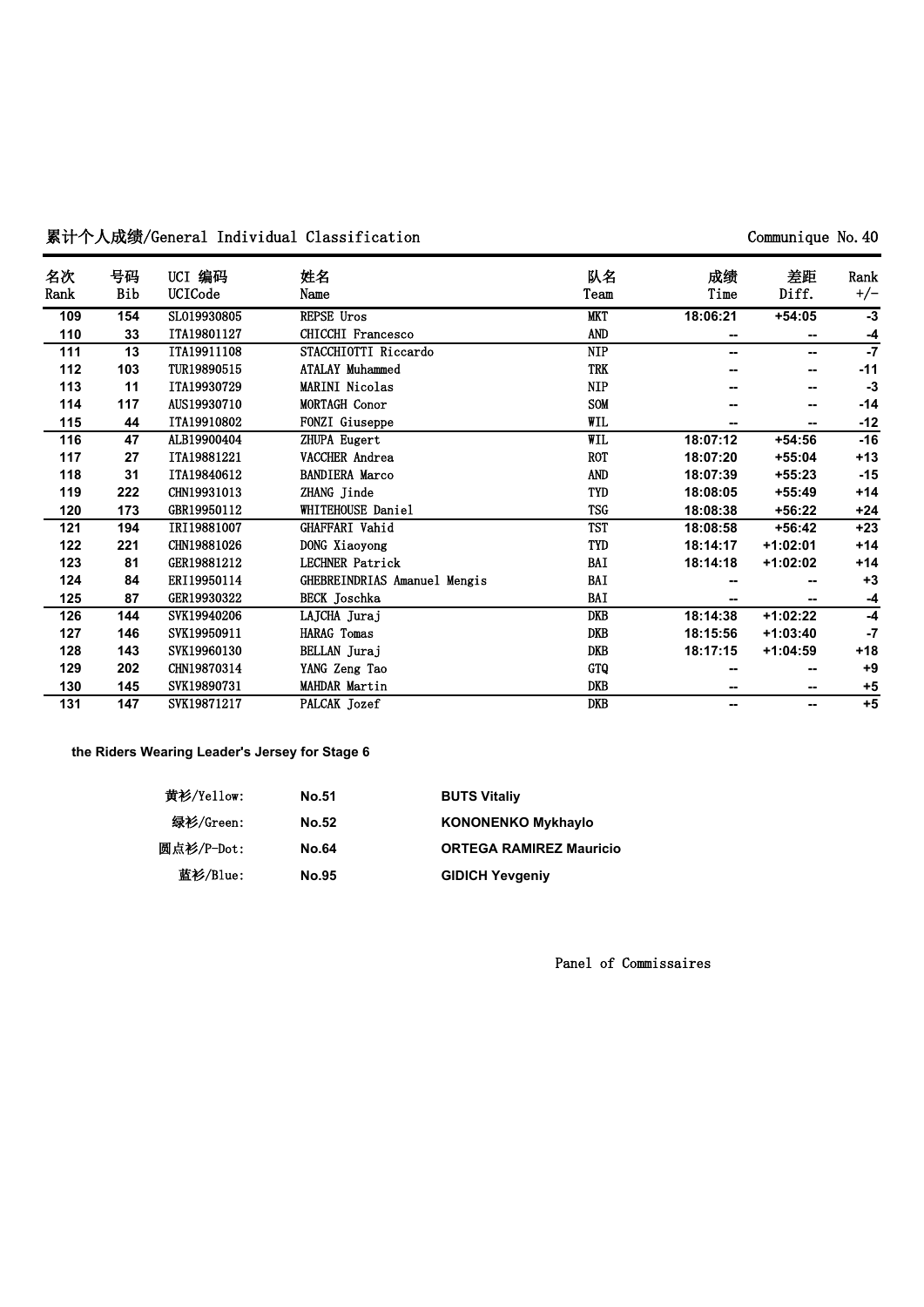累计个人成绩/General Individual Classification

Communique No.40

| 名次 Rank | 号码 Bib | UCI 编码 UCICode | 姓名 Name | 队名 Team | 成绩 Time | 差距 Diff. | Rank +/- |
|---|---|---|---|---|---|---|---|
| 109 | 154 | SLO19930805 | REPSE Uros | MKT | 18:06:21 | +54:05 | -3 |
| 110 | 33 | ITA19801127 | CHICCHI Francesco | AND | -- | -- | -4 |
| 111 | 13 | ITA19911108 | STACCHIOTTI Riccardo | NIP | -- | -- | -7 |
| 112 | 103 | TUR19890515 | ATALAY Muhammed | TRK | -- | -- | -11 |
| 113 | 11 | ITA19930729 | MARINI Nicolas | NIP | -- | -- | -3 |
| 114 | 117 | AUS19930710 | MORTAGH Conor | SOM | -- | -- | -14 |
| 115 | 44 | ITA19910802 | FONZI Giuseppe | WIL | -- | -- | -12 |
| 116 | 47 | ALB19900404 | ZHUPA Eugert | WIL | 18:07:12 | +54:56 | -16 |
| 117 | 27 | ITA19881221 | VACCHER Andrea | ROT | 18:07:20 | +55:04 | +13 |
| 118 | 31 | ITA19840612 | BANDIERA Marco | AND | 18:07:39 | +55:23 | -15 |
| 119 | 222 | CHN19931013 | ZHANG Jinde | TYD | 18:08:05 | +55:49 | +14 |
| 120 | 173 | GBR19950112 | WHITEHOUSE Daniel | TSG | 18:08:38 | +56:22 | +24 |
| 121 | 194 | IRI19881007 | GHAFFARI Vahid | TST | 18:08:58 | +56:42 | +23 |
| 122 | 221 | CHN19881026 | DONG Xiaoyong | TYD | 18:14:17 | +1:02:01 | +14 |
| 123 | 81 | GER19881212 | LECHNER Patrick | BAI | 18:14:18 | +1:02:02 | +14 |
| 124 | 84 | ERI19950114 | GHEBREINDRIAS Amanuel Mengis | BAI | -- | -- | +3 |
| 125 | 87 | GER19930322 | BECK Joschka | BAI | -- | -- | -4 |
| 126 | 144 | SVK19940206 | LAJCHA Juraj | DKB | 18:14:38 | +1:02:22 | -4 |
| 127 | 146 | SVK19950911 | HARAG Tomas | DKB | 18:15:56 | +1:03:40 | -7 |
| 128 | 143 | SVK19960130 | BELLAN Juraj | DKB | 18:17:15 | +1:04:59 | +18 |
| 129 | 202 | CHN19870314 | YANG Zeng Tao | GTQ | -- | -- | +9 |
| 130 | 145 | SVK19890731 | MAHDAR Martin | DKB | -- | -- | +5 |
| 131 | 147 | SVK19871217 | PALCAK Jozef | DKB | -- | -- | +5 |

**the Riders Wearing Leader's Jersey for Stage 6**

| | | |
|---|---|---|
| 黄衫/Yellow: | **No.51** | **BUTS Vitaliy** |
| 绿衫/Green: | **No.52** | **KONONENKO Mykhaylo** |
| 圆点衫/P-Dot: | **No.64** | **ORTEGA RAMIREZ Mauricio** |
| 蓝衫/Blue: | **No.95** | **GIDICH Yevgeniy** |

Panel of Commissaires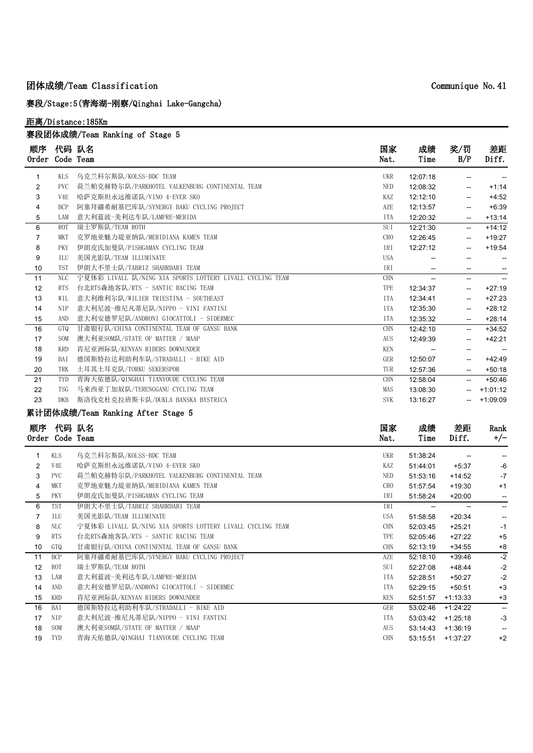## 团体成绩/Team Classification

Communique No.41

### 赛段/Stage:5(青海湖-刚察/Qinghai Lake-Gangcha)

距离/Distance:185Km

### 赛段团体成绩/Team Ranking of Stage 5

| 顺序 Order | 代码 Code | 队名 Team | 国家 Nat. | 成绩 Time | 奖/罚 B/P | 差距 Diff. |
|---|---|---|---|---|---|---|
| 1 | KLS | 乌克兰科尔斯队/KOLSS-BDC TEAM | UKR | 12:07:18 | -- | -- |
| 2 | PVC | 荷兰帕克赫特尔队/PARKHOTEL VALKENBURG CONTINENTAL TEAM | NED | 12:08:32 | -- | +1:14 |
| 3 | V4E | 哈萨克斯坦永远维诺队/VINO 4-EVER SKO | KAZ | 12:12:10 | -- | +4:52 |
| 4 | BCP | 阿塞拜疆希耐基巴库队/SYNERGY BAKU CYCLING PROJECT | AZE | 12:13:57 | -- | +6:39 |
| 5 | LAM | 意大利蓝波-美利达车队/LAMPRE-MERIDA | ITA | 12:20:32 | -- | +13:14 |
| 6 | ROT | 瑞士罗斯队/TEAM ROTH | SUI | 12:21:30 | -- | +14:12 |
| 7 | MKT | 克罗地亚魅力堤亚纳队/MERIDIANA KAMEN TEAM | CRO | 12:26:45 | -- | +19:27 |
| 8 | PKY | 伊朗皮氏加曼队/PISHGAMAN CYCLING TEAM | IRI | 12:27:12 | -- | +19:54 |
| 9 | ILU | 美国光影队/TEAM ILLUMINATE | USA | -- | -- | -- |
| 10 | TST | 伊朗大不里士队/TABRIZ SHAHRDARI TEAM | IRI | -- | -- | -- |
| 11 | NLC | 宁夏体彩 LIVALL 队/NING XIA SPORTS LOTTERY LIVALL CYCLING TEAM | CHN | -- | -- | -- |
| 12 | RTS | 台北RTS森地客队/RTS - SANTIC RACING TEAM | TPE | 12:34:37 | -- | +27:19 |
| 13 | WIL | 意大利维利尔队/WILIER TRIESTINA - SOUTHEAST | ITA | 12:34:41 | -- | +27:23 |
| 14 | NIP | 意大利尼波-维尼凡蒂尼队/NIPPO - VINI FANTINI | ITA | 12:35:30 | -- | +28:12 |
| 15 | AND | 意大利安德罗尼队/ANDRONI GIOCATTOLI - SIDERMEC | ITA | 12:35:32 | -- | +28:14 |
| 16 | GTQ | 甘肃银行队/CHINA CONTINENTAL TEAM OF GANSU BANK | CHN | 12:42:10 | -- | +34:52 |
| 17 | SOM | 澳大利亚SOM队/STATE OF MATTER / MAAP | AUS | 12:49:39 | -- | +42:21 |
| 18 | KRD | 肯尼亚洲际队/KENYAN RIDERS DOWNUNDER | KEN | -- | -- | -- |
| 19 | BAI | 德国斯特拉达利助利车队/STRADALLI - BIKE AID | GER | 12:50:07 | -- | +42:49 |
| 20 | TRK | 土耳其土耳克队/TORKU SEKERSPOR | TUR | 12:57:36 | -- | +50:18 |
| 21 | TYD | 青海天佑德队/QINGHAI TIANYOUDE CYCLING TEAM | CHN | 12:58:04 | -- | +50:46 |
| 22 | TSG | 马来西亚丁加奴队/TERENGGANU CYCLING TEAM | MAS | 13:08:30 | -- | +1:01:12 |
| 23 | DKB | 斯洛伐克杜克拉班斯卡队/DUKLA BANSKA BYSTRICA | SVK | 13:16:27 | -- | +1:09:09 |

### 累计团体成绩/Team Ranking After Stage 5

| 顺序 Order | 代码 Code | 队名 Team | 国家 Nat. | 成绩 Time | 差距 Diff. | Rank +/- |
|---|---|---|---|---|---|---|
| 1 | KLS | 乌克兰科尔斯队/KOLSS-BDC TEAM | UKR | 51:38:24 | -- | -- |
| 2 | V4E | 哈萨克斯坦永远维诺队/VINO 4-EVER SKO | KAZ | 51:44:01 | +5:37 | -6 |
| 3 | PVC | 荷兰帕克赫特尔队/PARKHOTEL VALKENBURG CONTINENTAL TEAM | NED | 51:53:16 | +14:52 | -7 |
| 4 | MKT | 克罗地亚魅力堤亚纳队/MERIDIANA KAMEN TEAM | CRO | 51:57:54 | +19:30 | +1 |
| 5 | PKY | 伊朗皮氏加曼队/PISHGAMAN CYCLING TEAM | IRI | 51:58:24 | +20:00 | -- |
| 6 | TST | 伊朗大不里士队/TABRIZ SHAHRDARI TEAM | IRI | -- | -- | -- |
| 7 | ILU | 美国光影队/TEAM ILLUMINATE | USA | 51:58:58 | +20:34 | -- |
| 8 | NLC | 宁夏体彩 LIVALL 队/NING XIA SPORTS LOTTERY LIVALL CYCLING TEAM | CHN | 52:03:45 | +25:21 | -1 |
| 9 | RTS | 台北RTS森地客队/RTS - SANTIC RACING TEAM | TPE | 52:05:46 | +27:22 | +5 |
| 10 | GTQ | 甘肃银行队/CHINA CONTINENTAL TEAM OF GANSU BANK | CHN | 52:13:19 | +34:55 | +8 |
| 11 | BCP | 阿塞拜疆希耐基巴库队/SYNERGY BAKU CYCLING PROJECT | AZE | 52:18:10 | +39:46 | -2 |
| 12 | ROT | 瑞士罗斯队/TEAM ROTH | SUI | 52:27:08 | +48:44 | -2 |
| 13 | LAM | 意大利蓝波-美利达车队/LAMPRE-MERIDA | ITA | 52:28:51 | +50:27 | -2 |
| 14 | AND | 意大利安德罗尼队/ANDRONI GIOCATTOLI - SIDERMEC | ITA | 52:29:15 | +50:51 | +3 |
| 15 | KRD | 肯尼亚洲际队/KENYAN RIDERS DOWNUNDER | KEN | 52:51:57 | +1:13:33 | +3 |
| 16 | BAI | 德国斯特拉达利助利车队/STRADALLI - BIKE AID | GER | 53:02:46 | +1:24:22 | -- |
| 17 | NIP | 意大利尼波-维尼凡蒂尼队/NIPPO - VINI FANTINI | ITA | 53:03:42 | +1:25:18 | -3 |
| 18 | SOM | 澳大利亚SOM队/STATE OF MATTER / MAAP | AUS | 53:14:43 | +1:36:19 | -- |
| 19 | TYD | 青海天佑德队/QINGHAI TIANYOUDE CYCLING TEAM | CHN | 53:15:51 | +1:37:27 | +2 |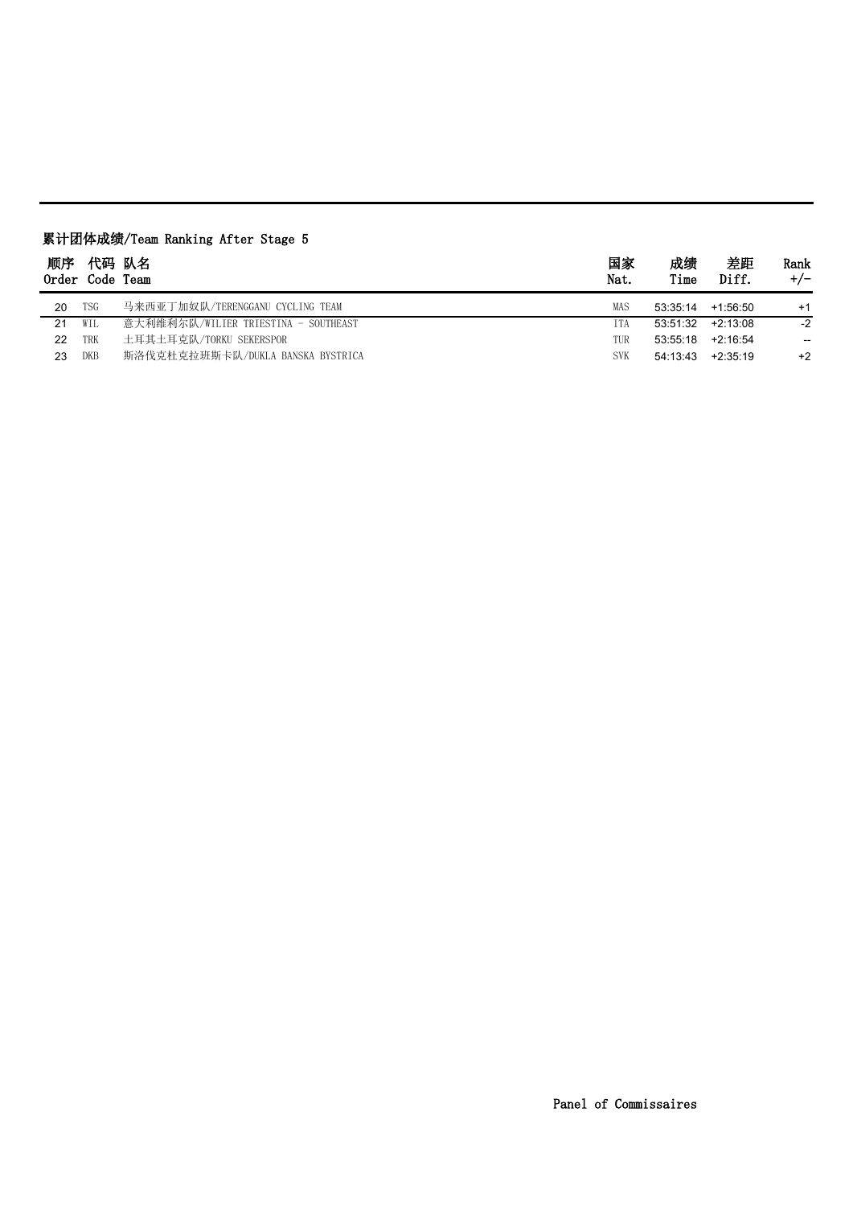## 累计团体成绩/Team Ranking After Stage 5

| 顺序 Order | 代码 Code | 队名 Team | 国家 Nat. | 成绩 Time | 差距 Diff. | Rank +/- |
|---|---|---|---|---|---|---|
| 20 | TSG | 马来西亚丁加奴队/TERENGGANU CYCLING TEAM | MAS | 53:35:14 | +1:56:50 | +1 |
| 21 | WIL | 意大利维利尔队/WILIER TRIESTINA - SOUTHEAST | ITA | 53:51:32 | +2:13:08 | -2 |
| 22 | TRK | 土耳其土耳克队/TORKU SEKERSPOR | TUR | 53:55:18 | +2:16:54 | -- |
| 23 | DKB | 斯洛伐克杜克拉班斯卡队/DUKLA BANSKA BYSTRICA | SVK | 54:13:43 | +2:35:19 | +2 |

Panel of Commissaires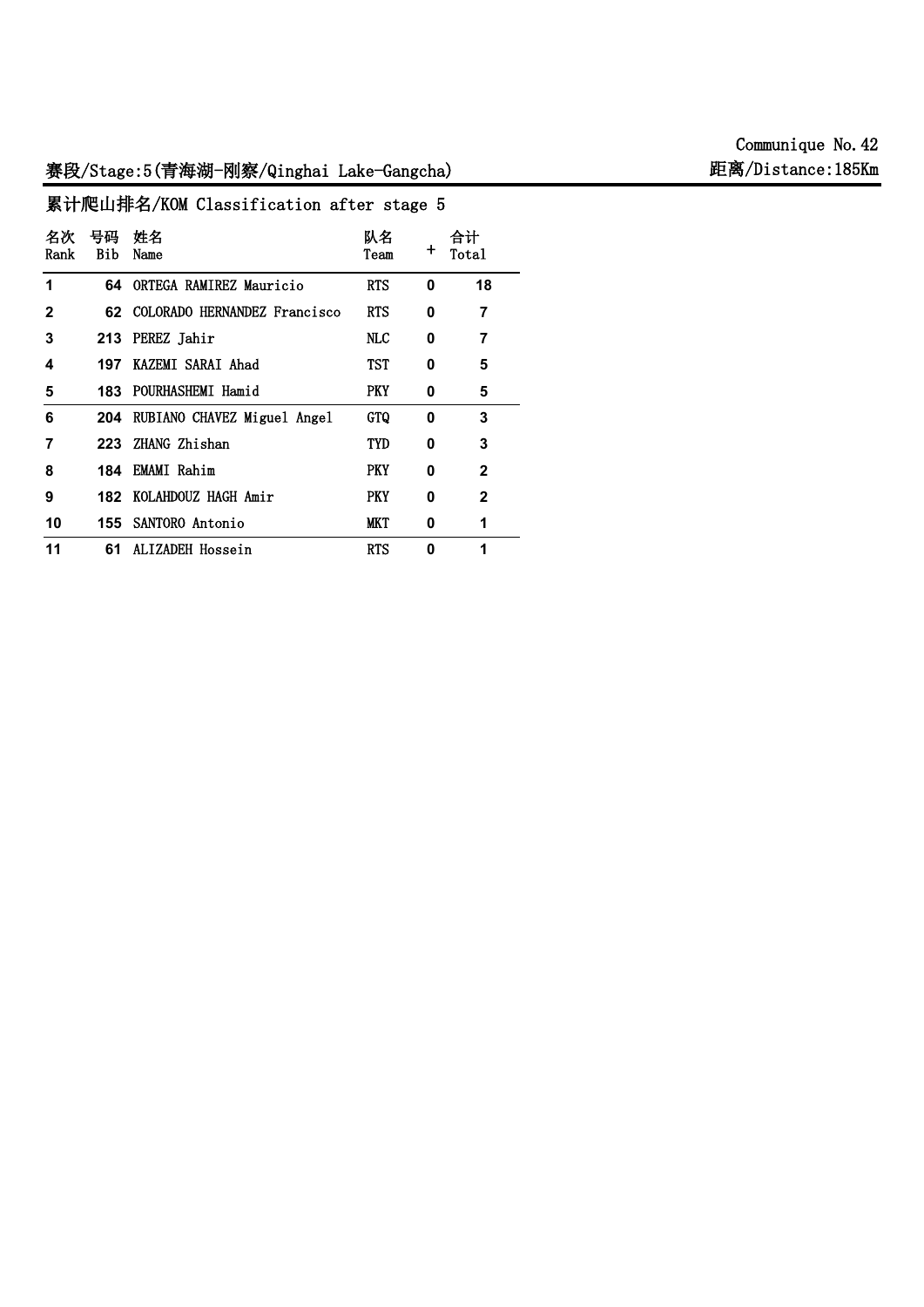Communique No.42

## 赛段/Stage:5(青海湖-刚察/Qinghai Lake-Gangcha)

距离/Distance:185Km

### 累计爬山排名/KOM Classification after stage 5

| 名次 Rank | 号码 Bib | 姓名 Name | 队名 Team | + | 合计 Total |
|---|---|---|---|---|---|
| 1 | 64 | ORTEGA RAMIREZ Mauricio | RTS | 0 | 18 |
| 2 | 62 | COLORADO HERNANDEZ Francisco | RTS | 0 | 7 |
| 3 | 213 | PEREZ Jahir | NLC | 0 | 7 |
| 4 | 197 | KAZEMI SARAI Ahad | TST | 0 | 5 |
| 5 | 183 | POURHASHEMI Hamid | PKY | 0 | 5 |
| 6 | 204 | RUBIANO CHAVEZ Miguel Angel | GTQ | 0 | 3 |
| 7 | 223 | ZHANG Zhishan | TYD | 0 | 3 |
| 8 | 184 | EMAMI Rahim | PKY | 0 | 2 |
| 9 | 182 | KOLAHDOUZ HAGH Amir | PKY | 0 | 2 |
| 10 | 155 | SANTORO Antonio | MKT | 0 | 1 |
| 11 | 61 | ALIZADEH Hossein | RTS | 0 | 1 |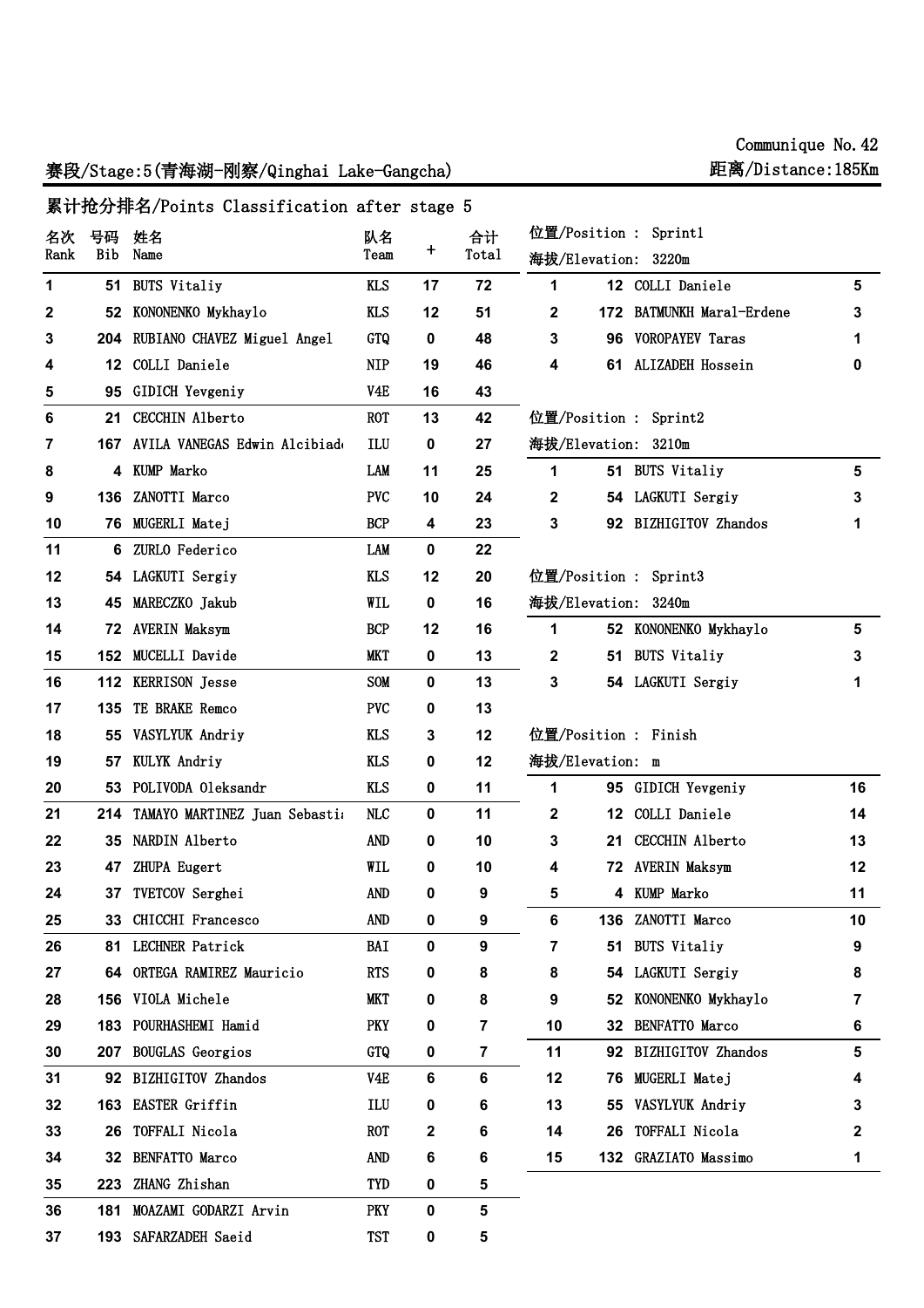Communique No.42

赛段/Stage:5(青海湖-刚察/Qinghai Lake-Gangcha)

距离/Distance:185Km

## 累计抢分排名/Points Classification after stage 5

| 名次 Rank | 号码 Bib | 姓名 Name | 队名 Team | + | 合计 Total |
|---|---|---|---|---|---|
| 1 | 51 | BUTS Vitaliy | KLS | 17 | 72 |
| 2 | 52 | KONONENKO Mykhaylo | KLS | 12 | 51 |
| 3 | 204 | RUBIANO CHAVEZ Miguel Angel | GTQ | 0 | 48 |
| 4 | 12 | COLLI Daniele | NIP | 19 | 46 |
| 5 | 95 | GIDICH Yevgeniy | V4E | 16 | 43 |
| 6 | 21 | CECCHIN Alberto | ROT | 13 | 42 |
| 7 | 167 | AVILA VANEGAS Edwin Alcibiad | ILU | 0 | 27 |
| 8 | 4 | KUMP Marko | LAM | 11 | 25 |
| 9 | 136 | ZANOTTI Marco | PVC | 10 | 24 |
| 10 | 76 | MUGERLI Matej | BCP | 4 | 23 |
| 11 | 6 | ZURLO Federico | LAM | 0 | 22 |
| 12 | 54 | LAGKUTI Sergiy | KLS | 12 | 20 |
| 13 | 45 | MARECZKO Jakub | WIL | 0 | 16 |
| 14 | 72 | AVERIN Maksym | BCP | 12 | 16 |
| 15 | 152 | MUCELLI Davide | MKT | 0 | 13 |
| 16 | 112 | KERRISON Jesse | SOM | 0 | 13 |
| 17 | 135 | TE BRAKE Remco | PVC | 0 | 13 |
| 18 | 55 | VASYLYUK Andriy | KLS | 3 | 12 |
| 19 | 57 | KULYK Andriy | KLS | 0 | 12 |
| 20 | 53 | POLIVODA Oleksandr | KLS | 0 | 11 |
| 21 | 214 | TAMAYO MARTINEZ Juan Sebasti | NLC | 0 | 11 |
| 22 | 35 | NARDIN Alberto | AND | 0 | 10 |
| 23 | 47 | ZHUPA Eugert | WIL | 0 | 10 |
| 24 | 37 | TVETCOV Serghei | AND | 0 | 9 |
| 25 | 33 | CHICCHI Francesco | AND | 0 | 9 |
| 26 | 81 | LECHNER Patrick | BAI | 0 | 9 |
| 27 | 64 | ORTEGA RAMIREZ Mauricio | RTS | 0 | 8 |
| 28 | 156 | VIOLA Michele | MKT | 0 | 8 |
| 29 | 183 | POURHASHEMI Hamid | PKY | 0 | 7 |
| 30 | 207 | BOUGLAS Georgios | GTQ | 0 | 7 |
| 31 | 92 | BIZHIGITOV Zhandos | V4E | 6 | 6 |
| 32 | 163 | EASTER Griffin | ILU | 0 | 6 |
| 33 | 26 | TOFFALI Nicola | ROT | 2 | 6 |
| 34 | 32 | BENFATTO Marco | AND | 6 | 6 |
| 35 | 223 | ZHANG Zhishan | TYD | 0 | 5 |
| 36 | 181 | MOAZAMI GODARZI Arvin | PKY | 0 | 5 |
| 37 | 193 | SAFARZADEH Saeid | TST | 0 | 5 |

位置/Position : Sprint1

海拔/Elevation: 3220m

| | | | |
|---|---|---|---|
| 1 | 12 | COLLI Daniele | 5 |
| 2 | 172 | BATMUNKH Maral-Erdene | 3 |
| 3 | 96 | VOROPAYEV Taras | 1 |
| 4 | 61 | ALIZADEH Hossein | 0 |

位置/Position : Sprint2

海拔/Elevation: 3210m

| | | | |
|---|---|---|---|
| 1 | 51 | BUTS Vitaliy | 5 |
| 2 | 54 | LAGKUTI Sergiy | 3 |
| 3 | 92 | BIZHIGITOV Zhandos | 1 |

位置/Position : Sprint3

海拔/Elevation: 3240m

| | | | |
|---|---|---|---|
| 1 | 52 | KONONENKO Mykhaylo | 5 |
| 2 | 51 | BUTS Vitaliy | 3 |
| 3 | 54 | LAGKUTI Sergiy | 1 |

位置/Position : Finish

海拔/Elevation: m

| | | | |
|---|---|---|---|
| 1 | 95 | GIDICH Yevgeniy | 16 |
| 2 | 12 | COLLI Daniele | 14 |
| 3 | 21 | CECCHIN Alberto | 13 |
| 4 | 72 | AVERIN Maksym | 12 |
| 5 | 4 | KUMP Marko | 11 |
| 6 | 136 | ZANOTTI Marco | 10 |
| 7 | 51 | BUTS Vitaliy | 9 |
| 8 | 54 | LAGKUTI Sergiy | 8 |
| 9 | 52 | KONONENKO Mykhaylo | 7 |
| 10 | 32 | BENFATTO Marco | 6 |
| 11 | 92 | BIZHIGITOV Zhandos | 5 |
| 12 | 76 | MUGERLI Matej | 4 |
| 13 | 55 | VASYLYUK Andriy | 3 |
| 14 | 26 | TOFFALI Nicola | 2 |
| 15 | 132 | GRAZIATO Massimo | 1 |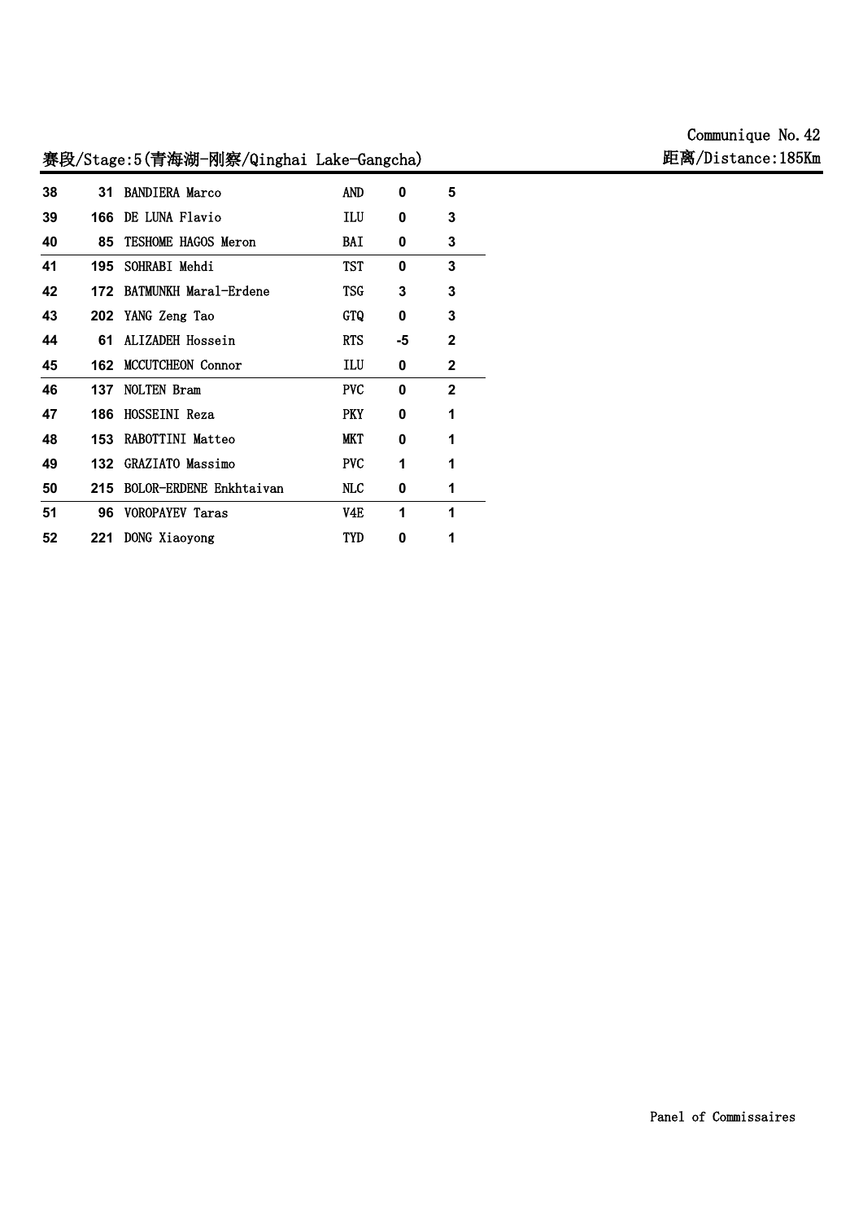Communique No.42

赛段/Stage:5(青海湖-刚察/Qinghai Lake-Gangcha)

距离/Distance:185Km

| | | | | | |
|---|---|---|---|---|---|
| 38 | 31 | BANDIERA Marco | AND | 0 | 5 |
| 39 | 166 | DE LUNA Flavio | ILU | 0 | 3 |
| 40 | 85 | TESHOME HAGOS Meron | BAI | 0 | 3 |
| 41 | 195 | SOHRABI Mehdi | TST | 0 | 3 |
| 42 | 172 | BATMUNKH Maral-Erdene | TSG | 3 | 3 |
| 43 | 202 | YANG Zeng Tao | GTQ | 0 | 3 |
| 44 | 61 | ALIZADEH Hossein | RTS | -5 | 2 |
| 45 | 162 | MCCUTCHEON Connor | ILU | 0 | 2 |
| 46 | 137 | NOLTEN Bram | PVC | 0 | 2 |
| 47 | 186 | HOSSEINI Reza | PKY | 0 | 1 |
| 48 | 153 | RABOTTINI Matteo | MKT | 0 | 1 |
| 49 | 132 | GRAZIATO Massimo | PVC | 1 | 1 |
| 50 | 215 | BOLOR-ERDENE Enkhtaivan | NLC | 0 | 1 |
| 51 | 96 | VOROPAYEV Taras | V4E | 1 | 1 |
| 52 | 221 | DONG Xiaoyong | TYD | 0 | 1 |

Panel of Commissaires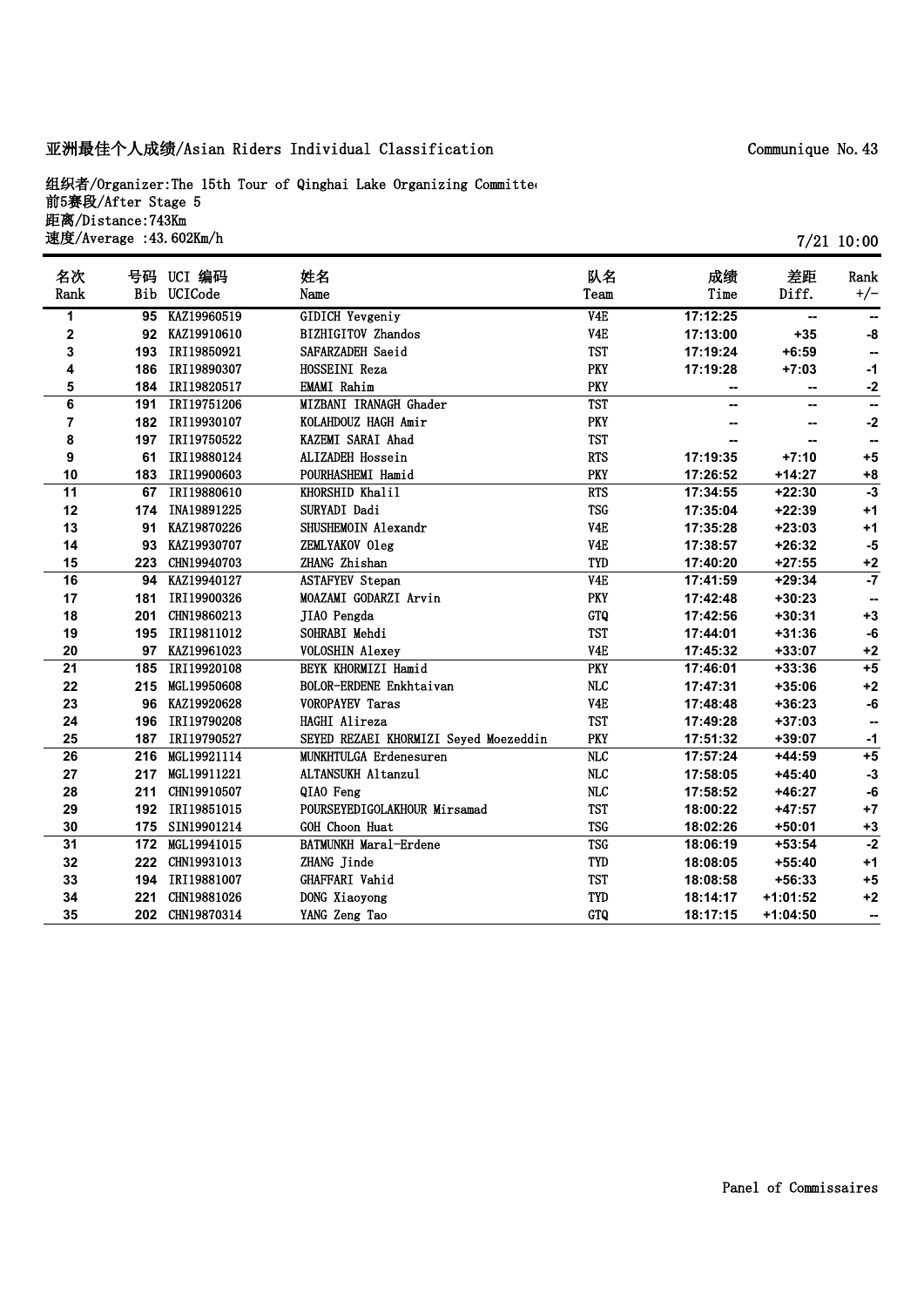## 亚洲最佳个人成绩/Asian Riders Individual Classification

Communique No.43

组织者/Organizer:The 15th Tour of Qinghai Lake Organizing Committee
前5赛段/After Stage 5
距离/Distance:743Km
速度/Average :43.602Km/h

7/21 10:00

| 名次 Rank | 号码 Bib | UCI 编码 UCICode | 姓名 Name | 队名 Team | 成绩 Time | 差距 Diff. | Rank +/- |
|---|---|---|---|---|---|---|---|
| 1 | 95 | KAZ19960519 | GIDICH Yevgeniy | V4E | 17:12:25 | -- | -- |
| 2 | 92 | KAZ19910610 | BIZHIGITOV Zhandos | V4E | 17:13:00 | +35 | -8 |
| 3 | 193 | IRI19850921 | SAFARZADEH Saeid | TST | 17:19:24 | +6:59 | -- |
| 4 | 186 | IRI19890307 | HOSSEINI Reza | PKY | 17:19:28 | +7:03 | -1 |
| 5 | 184 | IRI19820517 | EMAMI Rahim | PKY | -- | -- | -2 |
| 6 | 191 | IRI19751206 | MIZBANI IRANAGH Ghader | TST | -- | -- | -- |
| 7 | 182 | IRI19930107 | KOLAHDOUZ HAGH Amir | PKY | -- | -- | -2 |
| 8 | 197 | IRI19750522 | KAZEMI SARAI Ahad | TST | -- | -- | -- |
| 9 | 61 | IRI19880124 | ALIZADEH Hossein | RTS | 17:19:35 | +7:10 | +5 |
| 10 | 183 | IRI19900603 | POURHASHEMI Hamid | PKY | 17:26:52 | +14:27 | +8 |
| 11 | 67 | IRI19880610 | KHORSHID Khalil | RTS | 17:34:55 | +22:30 | -3 |
| 12 | 174 | INA19891225 | SURYADI Dadi | TSG | 17:35:04 | +22:39 | +1 |
| 13 | 91 | KAZ19870226 | SHUSHEMOIN Alexandr | V4E | 17:35:28 | +23:03 | +1 |
| 14 | 93 | KAZ19930707 | ZEMLYAKOV Oleg | V4E | 17:38:57 | +26:32 | -5 |
| 15 | 223 | CHN19940703 | ZHANG Zhishan | TYD | 17:40:20 | +27:55 | +2 |
| 16 | 94 | KAZ19940127 | ASTAFYEV Stepan | V4E | 17:41:59 | +29:34 | -7 |
| 17 | 181 | IRI19900326 | MOAZAMI GODARZI Arvin | PKY | 17:42:48 | +30:23 | -- |
| 18 | 201 | CHN19860213 | JIAO Pengda | GTQ | 17:42:56 | +30:31 | +3 |
| 19 | 195 | IRI19811012 | SOHRABI Mehdi | TST | 17:44:01 | +31:36 | -6 |
| 20 | 97 | KAZ19961023 | VOLOSHIN Alexey | V4E | 17:45:32 | +33:07 | +2 |
| 21 | 185 | IRI19920108 | BEYK KHORMIZI Hamid | PKY | 17:46:01 | +33:36 | +5 |
| 22 | 215 | MGL19950608 | BOLOR-ERDENE Enkhtaivan | NLC | 17:47:31 | +35:06 | +2 |
| 23 | 96 | KAZ19920628 | VOROPAYEV Taras | V4E | 17:48:48 | +36:23 | -6 |
| 24 | 196 | IRI19790208 | HAGHI Alireza | TST | 17:49:28 | +37:03 | -- |
| 25 | 187 | IRI19790527 | SEYED REZAEI KHORMIZI Seyed Moezeddin | PKY | 17:51:32 | +39:07 | -1 |
| 26 | 216 | MGL19921114 | MUNKHTULGA Erdenesuren | NLC | 17:57:24 | +44:59 | +5 |
| 27 | 217 | MGL19911221 | ALTANSUKH Altanzul | NLC | 17:58:05 | +45:40 | -3 |
| 28 | 211 | CHN19910507 | QIAO Feng | NLC | 17:58:52 | +46:27 | -6 |
| 29 | 192 | IRI19851015 | POURSEYEDIGOLAKHOUR Mirsamad | TST | 18:00:22 | +47:57 | +7 |
| 30 | 175 | SIN19901214 | GOH Choon Huat | TSG | 18:02:26 | +50:01 | +3 |
| 31 | 172 | MGL19941015 | BATMUNKH Maral-Erdene | TSG | 18:06:19 | +53:54 | -2 |
| 32 | 222 | CHN19931013 | ZHANG Jinde | TYD | 18:08:05 | +55:40 | +1 |
| 33 | 194 | IRI19881007 | GHAFFARI Vahid | TST | 18:08:58 | +56:33 | +5 |
| 34 | 221 | CHN19881026 | DONG Xiaoyong | TYD | 18:14:17 | +1:01:52 | +2 |
| 35 | 202 | CHN19870314 | YANG Zeng Tao | GTQ | 18:17:15 | +1:04:50 | -- |

Panel of Commissaires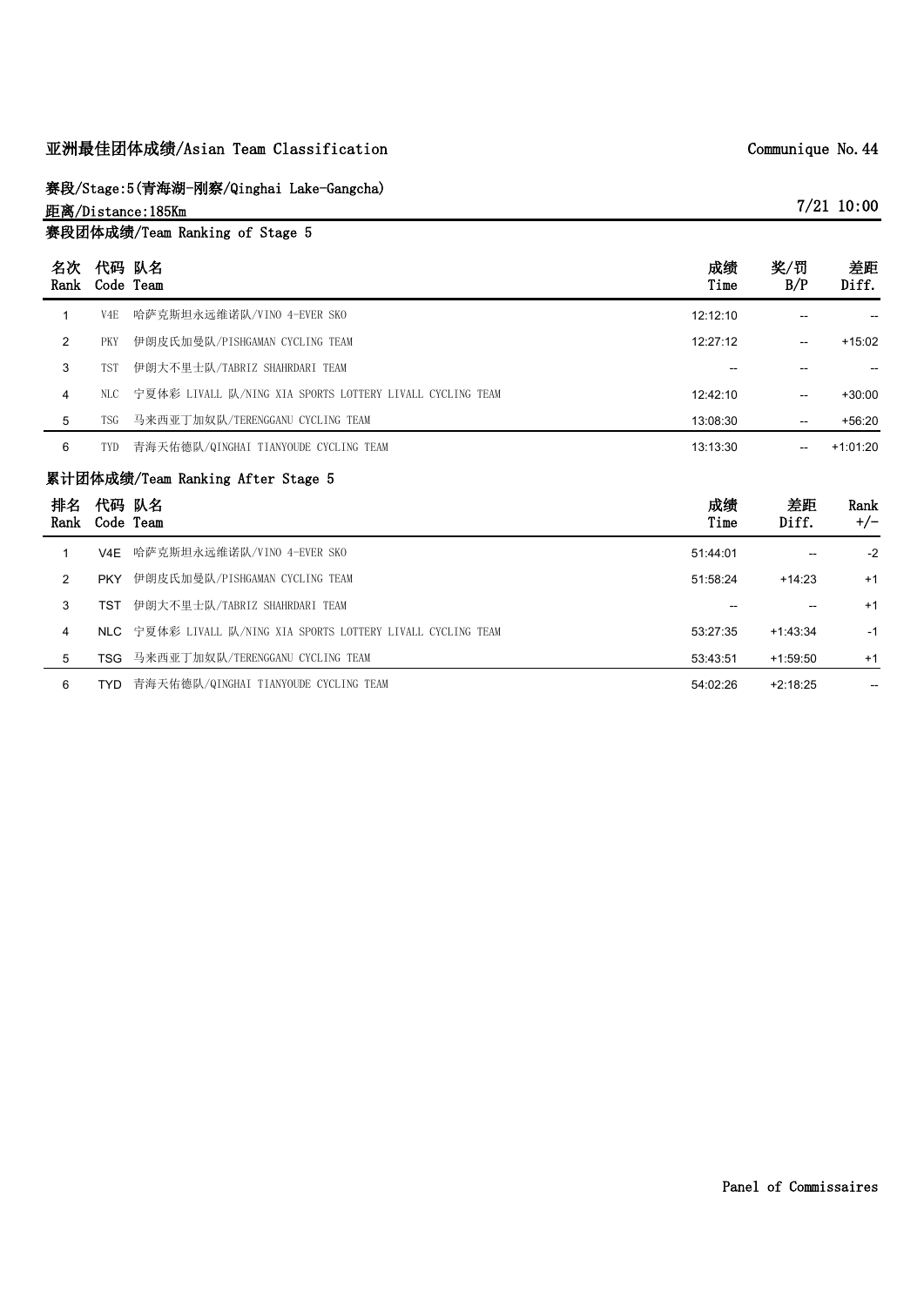# 亚洲最佳团体成绩/Asian Team Classification

Communique No.44

赛段/Stage:5(青海湖-刚察/Qinghai Lake-Gangcha)

距离/Distance:185Km

7/21 10:00

## 赛段团体成绩/Team Ranking of Stage 5

| 名次 Rank | 代码 Code | 队名 Team | 成绩 Time | 奖/罚 B/P | 差距 Diff. |
|---|---|---|---|---|---|
| 1 | V4E | 哈萨克斯坦永远维诺队/VINO 4-EVER SKO | 12:12:10 | -- | -- |
| 2 | PKY | 伊朗皮氏加曼队/PISHGAMAN CYCLING TEAM | 12:27:12 | -- | +15:02 |
| 3 | TST | 伊朗大不里士队/TABRIZ SHAHRDARI TEAM | -- | -- | -- |
| 4 | NLC | 宁夏体彩 LIVALL 队/NING XIA SPORTS LOTTERY LIVALL CYCLING TEAM | 12:42:10 | -- | +30:00 |
| 5 | TSG | 马来西亚丁加奴队/TERENGGANU CYCLING TEAM | 13:08:30 | -- | +56:20 |
| 6 | TYD | 青海天佑德队/QINGHAI TIANYOUDE CYCLING TEAM | 13:13:30 | -- | +1:01:20 |

## 累计团体成绩/Team Ranking After Stage 5

| 排名 Rank | 代码 Code | 队名 Team | 成绩 Time | 差距 Diff. | Rank +/- |
|---|---|---|---|---|---|
| 1 | V4E | 哈萨克斯坦永远维诺队/VINO 4-EVER SKO | 51:44:01 | -- | -2 |
| 2 | PKY | 伊朗皮氏加曼队/PISHGAMAN CYCLING TEAM | 51:58:24 | +14:23 | +1 |
| 3 | TST | 伊朗大不里士队/TABRIZ SHAHRDARI TEAM | -- | -- | +1 |
| 4 | NLC | 宁夏体彩 LIVALL 队/NING XIA SPORTS LOTTERY LIVALL CYCLING TEAM | 53:27:35 | +1:43:34 | -1 |
| 5 | TSG | 马来西亚丁加奴队/TERENGGANU CYCLING TEAM | 53:43:51 | +1:59:50 | +1 |
| 6 | TYD | 青海天佑德队/QINGHAI TIANYOUDE CYCLING TEAM | 54:02:26 | +2:18:25 | -- |

Panel of Commissaires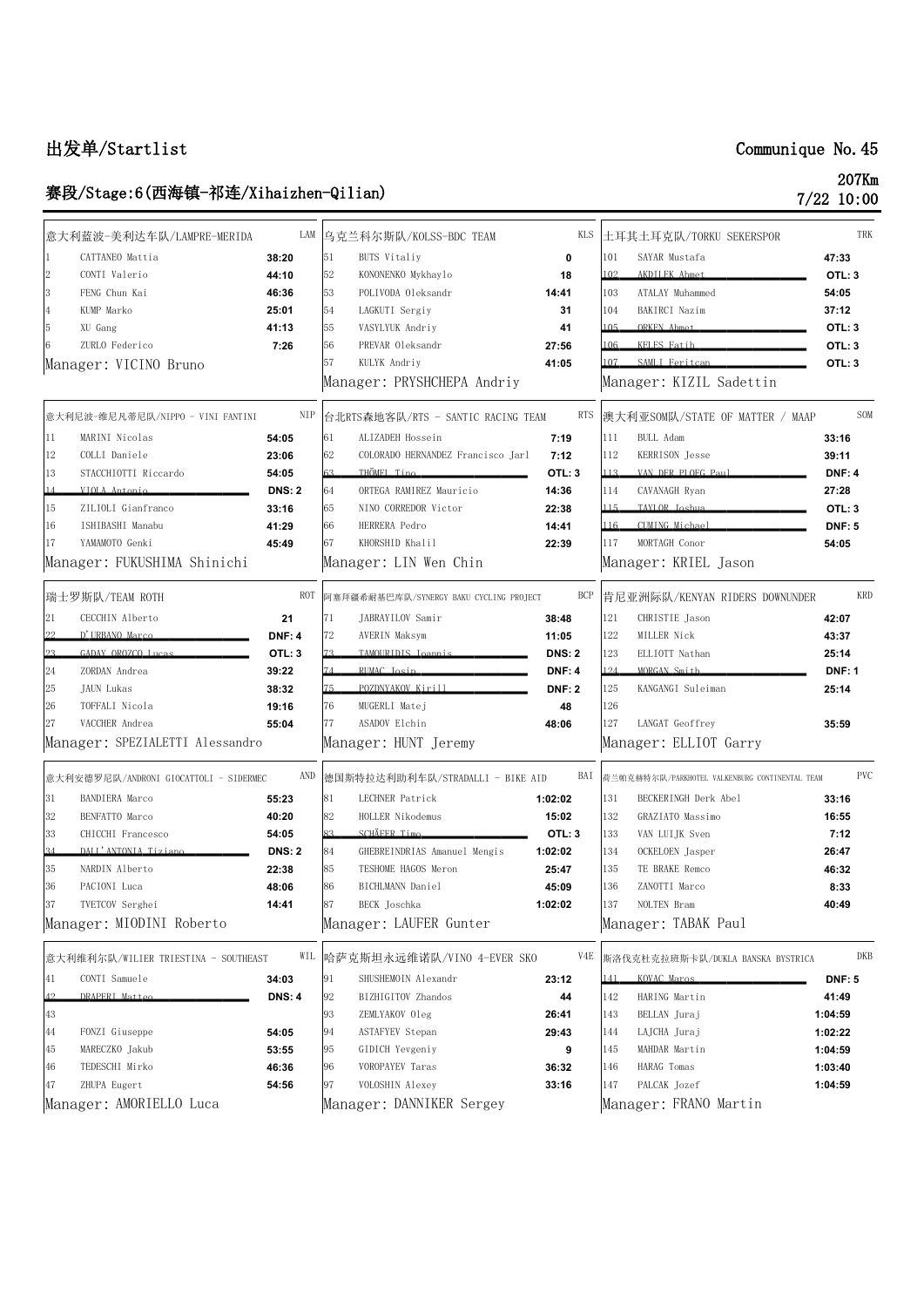# 出发单/Startlist

Communique No.45

## 赛段/Stage:6(西海镇-祁连/Xihaizhen-Qilian)

207Km

7/22 10:00

### 意大利蓝波-美利达车队/LAMPRE-MERIDA — LAM

| No. | Name | Time |
|---|---|---|
| 1 | CATTANEO Mattia | 38:20 |
| 2 | CONTI Valerio | 44:10 |
| 3 | FENG Chun Kai | 46:36 |
| 4 | KUMP Marko | 25:01 |
| 5 | XU Gang | 41:13 |
| 6 | ZURLO Federico | 7:26 |

Manager: VICINO Bruno

### 乌克兰科尔斯队/KOLSS-BDC TEAM — KLS

| No. | Name | Time |
|---|---|---|
| 51 | BUTS Vitaliy | 0 |
| 52 | KONONENKO Mykhaylo | 18 |
| 53 | POLIVODA Oleksandr | 14:41 |
| 54 | LAGKUTI Sergiy | 31 |
| 55 | VASYLYUK Andriy | 41 |
| 56 | PREVAR Oleksandr | 27:56 |
| 57 | KULYK Andriy | 41:05 |

Manager: PRYSHCHEPA Andriy

### 土耳其土耳克队/TORKU SEKERSPOR — TRK

| No. | Name | Time |
|---|---|---|
| 101 | SAYAR Mustafa | 47:33 |
| 102 | ~~AKDILEK Ahmet~~ | OTL: 3 |
| 103 | ATALAY Muhammed | 54:05 |
| 104 | BAKIRCI Nazim | 37:12 |
| 105 | ~~ORKEN Ahmet~~ | OTL: 3 |
| 106 | ~~KELES Fatih~~ | OTL: 3 |
| 107 | ~~SAMLI Feritcan~~ | OTL: 3 |

Manager: KIZIL Sadettin

### 意大利尼波-维尼凡蒂尼队/NIPPO - VINI FANTINI — NIP

| No. | Name | Time |
|---|---|---|
| 11 | MARINI Nicolas | 54:05 |
| 12 | COLLI Daniele | 23:06 |
| 13 | STACCHIOTTI Riccardo | 54:05 |
| 14 | ~~VIOLA Antonio~~ | DNS: 2 |
| 15 | ZILIOLI Gianfranco | 33:16 |
| 16 | ISHIBASHI Manabu | 41:29 |
| 17 | YAMAMOTO Genki | 45:49 |

Manager: FUKUSHIMA Shinichi

### 台北RTS森地客队/RTS - SANTIC RACING TEAM — RTS

| No. | Name | Time |
|---|---|---|
| 61 | ALIZADEH Hossein | 7:19 |
| 62 | COLORADO HERNANDEZ Francisco Jarl | 7:12 |
| 63 | ~~THÖMEL Tino~~ | OTL: 3 |
| 64 | ORTEGA RAMIREZ Mauricio | 14:36 |
| 65 | NINO CORREDOR Victor | 22:38 |
| 66 | HERRERA Pedro | 14:41 |
| 67 | KHORSHID Khalil | 22:39 |

Manager: LIN Wen Chin

### 澳大利亚SOM队/STATE OF MATTER / MAAP — SOM

| No. | Name | Time |
|---|---|---|
| 111 | BULL Adam | 33:16 |
| 112 | KERRISON Jesse | 39:11 |
| 113 | ~~VAN DER PLOEG Paul~~ | DNF: 4 |
| 114 | CAVANAGH Ryan | 27:28 |
| 115 | ~~TAYLOR Joshua~~ | OTL: 3 |
| 116 | ~~CUMING Michael~~ | DNF: 5 |
| 117 | MORTAGH Conor | 54:05 |

Manager: KRIEL Jason

### 瑞士罗斯队/TEAM ROTH — ROT

| No. | Name | Time |
|---|---|---|
| 21 | CECCHIN Alberto | 21 |
| 22 | ~~D'URBANO Marco~~ | DNF: 4 |
| 23 | ~~GADAY OROZCO Lucas~~ | OTL: 3 |
| 24 | ZORDAN Andrea | 39:22 |
| 25 | JAUN Lukas | 38:32 |
| 26 | TOFFALI Nicola | 19:16 |
| 27 | VACCHER Andrea | 55:04 |

Manager: SPEZIALETTI Alessandro

### 阿塞拜疆希耐基巴库队/SYNERGY BAKU CYCLING PROJECT — BCP

| No. | Name | Time |
|---|---|---|
| 71 | JABRAYILOV Samir | 38:48 |
| 72 | AVERIN Maksym | 11:05 |
| 73 | ~~TAMOURIDIS Ioannis~~ | DNS: 2 |
| 74 | ~~RUMAC Josip~~ | DNF: 4 |
| 75 | ~~POZDNYAKOV Kirill~~ | DNF: 2 |
| 76 | MUGERLI Matej | 48 |
| 77 | ASADOV Elchin | 48:06 |

Manager: HUNT Jeremy

### 肯尼亚洲际队/KENYAN RIDERS DOWNUNDER — KRD

| No. | Name | Time |
|---|---|---|
| 121 | CHRISTIE Jason | 42:07 |
| 122 | MILLER Nick | 43:37 |
| 123 | ELLIOTT Nathan | 25:14 |
| 124 | ~~MORGAN Smith~~ | DNF: 1 |
| 125 | KANGANGI Suleiman | 25:14 |
| 126 | | |
| 127 | LANGAT Geoffrey | 35:59 |

Manager: ELLIOT Garry

### 意大利安德罗尼队/ANDRONI GIOCATTOLI - SIDERMEC — AND

| No. | Name | Time |
|---|---|---|
| 31 | BANDIERA Marco | 55:23 |
| 32 | BENFATTO Marco | 40:20 |
| 33 | CHICCHI Francesco | 54:05 |
| 34 | ~~DALL'ANTONIA Tiziano~~ | DNS: 2 |
| 35 | NARDIN Alberto | 22:38 |
| 36 | PACIONI Luca | 48:06 |
| 37 | TVETCOV Serghei | 14:41 |

Manager: MIODINI Roberto

### 德国斯特拉达利助利车队/STRADALLI - BIKE AID — BAI

| No. | Name | Time |
|---|---|---|
| 81 | LECHNER Patrick | 1:02:02 |
| 82 | HOLLER Nikodemus | 15:02 |
| 83 | ~~SCHÄFER Timo~~ | OTL: 3 |
| 84 | GHEBREINDRIAS Amanuel Mengis | 1:02:02 |
| 85 | TESHOME HAGOS Meron | 25:47 |
| 86 | BICHLMANN Daniel | 45:09 |
| 87 | BECK Joschka | 1:02:02 |

Manager: LAUFER Gunter

### 荷兰帕克赫特尔队/PARKHOTEL VALKENBURG CONTINENTAL TEAM — PVC

| No. | Name | Time |
|---|---|---|
| 131 | BECKERINGH Derk Abel | 33:16 |
| 132 | GRAZIATO Massimo | 16:55 |
| 133 | VAN LUIJK Sven | 7:12 |
| 134 | OCKELOEN Jasper | 26:47 |
| 135 | TE BRAKE Remco | 46:32 |
| 136 | ZANOTTI Marco | 8:33 |
| 137 | NOLTEN Bram | 40:49 |

Manager: TABAK Paul

### 意大利维利尔队/WILIER TRIESTINA - SOUTHEAST — WIL

| No. | Name | Time |
|---|---|---|
| 41 | CONTI Samuele | 34:03 |
| 42 | ~~DRAPERI Matteo~~ | DNS: 4 |
| 43 | | |
| 44 | FONZI Giuseppe | 54:05 |
| 45 | MARECZKO Jakub | 53:55 |
| 46 | TEDESCHI Mirko | 46:36 |
| 47 | ZHUPA Eugert | 54:56 |

Manager: AMORIELLO Luca

### 哈萨克斯坦永远维诺队/VINO 4-EVER SKO — V4E

| No. | Name | Time |
|---|---|---|
| 91 | SHUSHEMOIN Alexandr | 23:12 |
| 92 | BIZHIGITOV Zhandos | 44 |
| 93 | ZEMLYAKOV Oleg | 26:41 |
| 94 | ASTAFYEV Stepan | 29:43 |
| 95 | GIDICH Yevgeniy | 9 |
| 96 | VOROPAYEV Taras | 36:32 |
| 97 | VOLOSHIN Alexey | 33:16 |

Manager: DANNIKER Sergey

### 斯洛伐克杜克拉班斯卡队/DUKLA BANSKA BYSTRICA — DKB

| No. | Name | Time |
|---|---|---|
| 141 | ~~KOVAC Maros~~ | DNF: 5 |
| 142 | HARING Martin | 41:49 |
| 143 | BELLAN Juraj | 1:04:59 |
| 144 | LAJCHA Juraj | 1:02:22 |
| 145 | MAHDAR Martin | 1:04:59 |
| 146 | HARAG Tomas | 1:03:40 |
| 147 | PALCAK Jozef | 1:04:59 |

Manager: FRANO Martin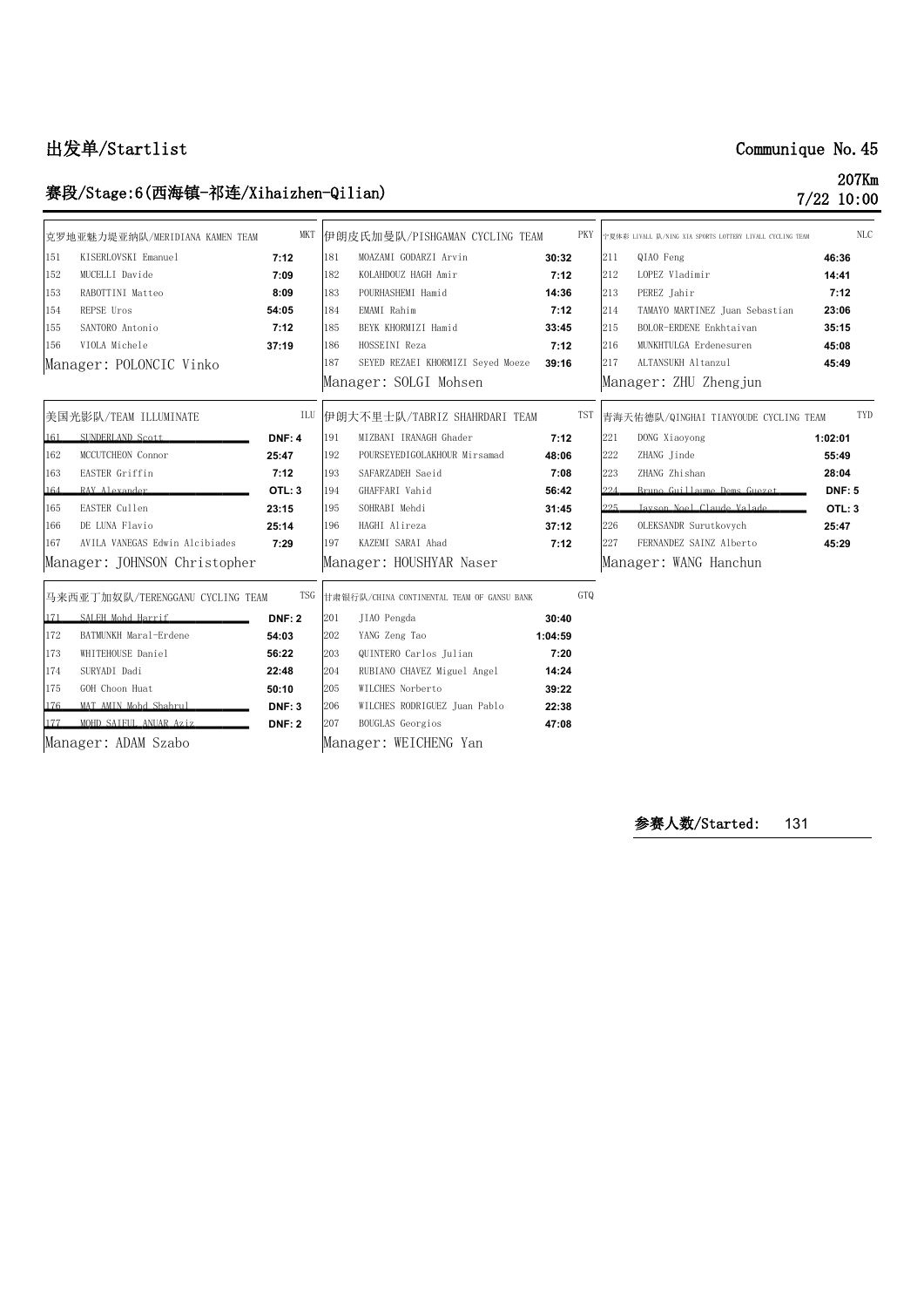# 出发单/Startlist

Communique No.45

## 赛段/Stage:6(西海镇-祁连/Xihaizhen-Qilian)

207Km
7/22 10:00

### 克罗地亚魅力堤亚纳队/MERIDIANA KAMEN TEAM — MKT

| No. | Name | Time |
|---|---|---|
| 151 | KISERLOVSKI Emanuel | 7:12 |
| 152 | MUCELLI Davide | 7:09 |
| 153 | RABOTTINI Matteo | 8:09 |
| 154 | REPSE Uros | 54:05 |
| 155 | SANTORO Antonio | 7:12 |
| 156 | VIOLA Michele | 37:19 |

Manager: POLONCIC Vinko

### 伊朗皮氏加曼队/PISHGAMAN CYCLING TEAM — PKY

| No. | Name | Time |
|---|---|---|
| 181 | MOAZAMI GODARZI Arvin | 30:32 |
| 182 | KOLAHDOUZ HAGH Amir | 7:12 |
| 183 | POURHASHEMI Hamid | 14:36 |
| 184 | EMAMI Rahim | 7:12 |
| 185 | BEYK KHORMIZI Hamid | 33:45 |
| 186 | HOSSEINI Reza | 7:12 |
| 187 | SEYED REZAEI KHORMIZI Seyed Moeze | 39:16 |

Manager: SOLGI Mohsen

### 宁夏体彩 LIVALL 队/NING XIA SPORTS LOTTERY LIVALL CYCLING TEAM — NLC

| No. | Name | Time |
|---|---|---|
| 211 | QIAO Feng | 46:36 |
| 212 | LOPEZ Vladimir | 14:41 |
| 213 | PEREZ Jahir | 7:12 |
| 214 | TAMAYO MARTINEZ Juan Sebastian | 23:06 |
| 215 | BOLOR-ERDENE Enkhtaivan | 35:15 |
| 216 | MUNKHTULGA Erdenesuren | 45:08 |
| 217 | ALTANSUKH Altanzul | 45:49 |

Manager: ZHU Zhengjun

### 美国光影队/TEAM ILLUMINATE — ILU

| No. | Name | Time |
|---|---|---|
| ~~161~~ | ~~SUNDERLAND Scott~~ | DNF: 4 |
| 162 | MCCUTCHEON Connor | 25:47 |
| 163 | EASTER Griffin | 7:12 |
| ~~164~~ | ~~RAY Alexander~~ | OTL: 3 |
| 165 | EASTER Cullen | 23:15 |
| 166 | DE LUNA Flavio | 25:14 |
| 167 | AVILA VANEGAS Edwin Alcibiades | 7:29 |

Manager: JOHNSON Christopher

### 伊朗大不里士队/TABRIZ SHAHRDARI TEAM — TST

| No. | Name | Time |
|---|---|---|
| 191 | MIZBANI IRANAGH Ghader | 7:12 |
| 192 | POURSEYEDIGOLAKHOUR Mirsamad | 48:06 |
| 193 | SAFARZADEH Saeid | 7:08 |
| 194 | GHAFFARI Vahid | 56:42 |
| 195 | SOHRABI Mehdi | 31:45 |
| 196 | HAGHI Alireza | 37:12 |
| 197 | KAZEMI SARAI Ahad | 7:12 |

Manager: HOUSHYAR Naser

### 青海天佑德队/QINGHAI TIANYOUDE CYCLING TEAM — TYD

| No. | Name | Time |
|---|---|---|
| 221 | DONG Xiaoyong | 1:02:01 |
| 222 | ZHANG Jinde | 55:49 |
| 223 | ZHANG Zhishan | 28:04 |
| ~~224~~ | ~~Bruno Guillaume Dems Guezet~~ | DNF: 5 |
| ~~225~~ | ~~Jayson Noel Claude Valade~~ | OTL: 3 |
| 226 | OLEKSANDR Surutkovych | 25:47 |
| 227 | FERNANDEZ SAINZ Alberto | 45:29 |

Manager: WANG Hanchun

### 马来西亚丁加奴队/TERENGGANU CYCLING TEAM — TSG

| No. | Name | Time |
|---|---|---|
| ~~171~~ | ~~SALEH Mohd Harrif~~ | DNF: 2 |
| 172 | BATMUNKH Maral-Erdene | 54:03 |
| 173 | WHITEHOUSE Daniel | 56:22 |
| 174 | SURYADI Dadi | 22:48 |
| 175 | GOH Choon Huat | 50:10 |
| ~~176~~ | ~~MAT AMIN Mohd Shahrul~~ | DNF: 3 |
| ~~177~~ | ~~MOHD SAIFUL ANUAR Aziz~~ | DNF: 2 |

Manager: ADAM Szabo

### 甘肃银行队/CHINA CONTINENTAL TEAM OF GANSU BANK — GTQ

| No. | Name | Time |
|---|---|---|
| 201 | JIAO Pengda | 30:40 |
| 202 | YANG Zeng Tao | 1:04:59 |
| 203 | QUINTERO Carlos Julian | 7:20 |
| 204 | RUBIANO CHAVEZ Miguel Angel | 14:24 |
| 205 | WILCHES Norberto | 39:22 |
| 206 | WILCHES RODRIGUEZ Juan Pablo | 22:38 |
| 207 | BOUGLAS Georgios | 47:08 |

Manager: WEICHENG Yan

**参赛人数/Started: 131**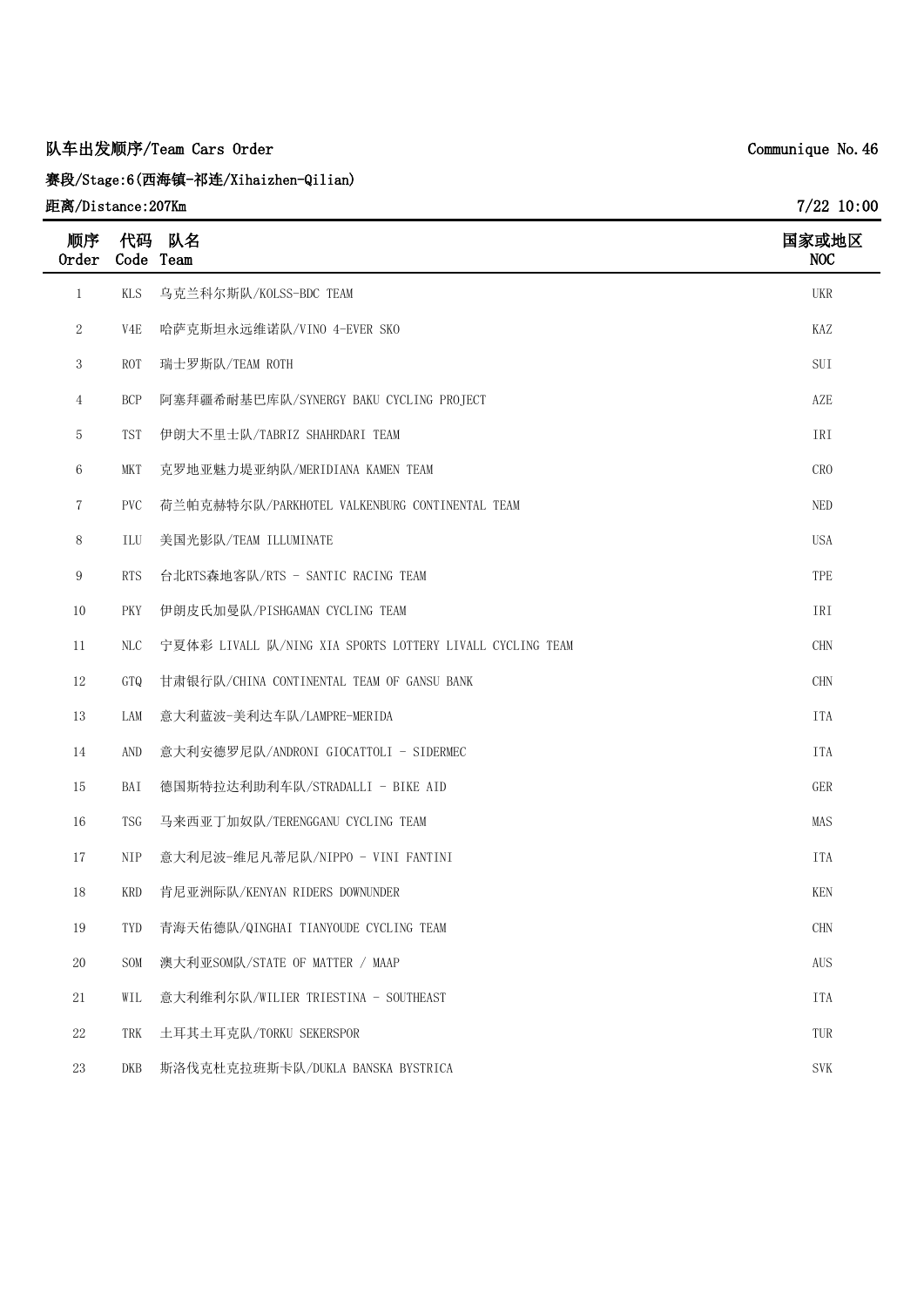队车出发顺序/Team Cars Order

Communique No.46

赛段/Stage:6(西海镇-祁连/Xihaizhen-Qilian)

距离/Distance:207Km

7/22 10:00

| 顺序 Order | 代码 Code | 队名 Team | 国家或地区 NOC |
|---|---|---|---|
| 1 | KLS | 乌克兰科尔斯队/KOLSS-BDC TEAM | UKR |
| 2 | V4E | 哈萨克斯坦永远维诺队/VINO 4-EVER SKO | KAZ |
| 3 | ROT | 瑞士罗斯队/TEAM ROTH | SUI |
| 4 | BCP | 阿塞拜疆希耐基巴库队/SYNERGY BAKU CYCLING PROJECT | AZE |
| 5 | TST | 伊朗大不里士队/TABRIZ SHAHRDARI TEAM | IRI |
| 6 | MKT | 克罗地亚魅力提亚纳队/MERIDIANA KAMEN TEAM | CRO |
| 7 | PVC | 荷兰帕克赫特尔队/PARKHOTEL VALKENBURG CONTINENTAL TEAM | NED |
| 8 | ILU | 美国光影队/TEAM ILLUMINATE | USA |
| 9 | RTS | 台北RTS森地客队/RTS - SANTIC RACING TEAM | TPE |
| 10 | PKY | 伊朗皮氏加曼队/PISHGAMAN CYCLING TEAM | IRI |
| 11 | NLC | 宁夏体彩 LIVALL 队/NING XIA SPORTS LOTTERY LIVALL CYCLING TEAM | CHN |
| 12 | GTQ | 甘肃银行队/CHINA CONTINENTAL TEAM OF GANSU BANK | CHN |
| 13 | LAM | 意大利蓝波-美利达车队/LAMPRE-MERIDA | ITA |
| 14 | AND | 意大利安德罗尼队/ANDRONI GIOCATTOLI - SIDERMEC | ITA |
| 15 | BAI | 德国斯特拉达利助利车队/STRADALLI - BIKE AID | GER |
| 16 | TSG | 马来西亚丁加奴队/TERENGGANU CYCLING TEAM | MAS |
| 17 | NIP | 意大利尼波-维尼凡蒂尼队/NIPPO - VINI FANTINI | ITA |
| 18 | KRD | 肯尼亚洲际队/KENYAN RIDERS DOWNUNDER | KEN |
| 19 | TYD | 青海天佑德队/QINGHAI TIANYOUDE CYCLING TEAM | CHN |
| 20 | SOM | 澳大利亚SOM队/STATE OF MATTER / MAAP | AUS |
| 21 | WIL | 意大利维利尔队/WILIER TRIESTINA - SOUTHEAST | ITA |
| 22 | TRK | 土耳其土耳克队/TORKU SEKERSPOR | TUR |
| 23 | DKB | 斯洛伐克杜克拉班斯卡队/DUKLA BANSKA BYSTRICA | SVK |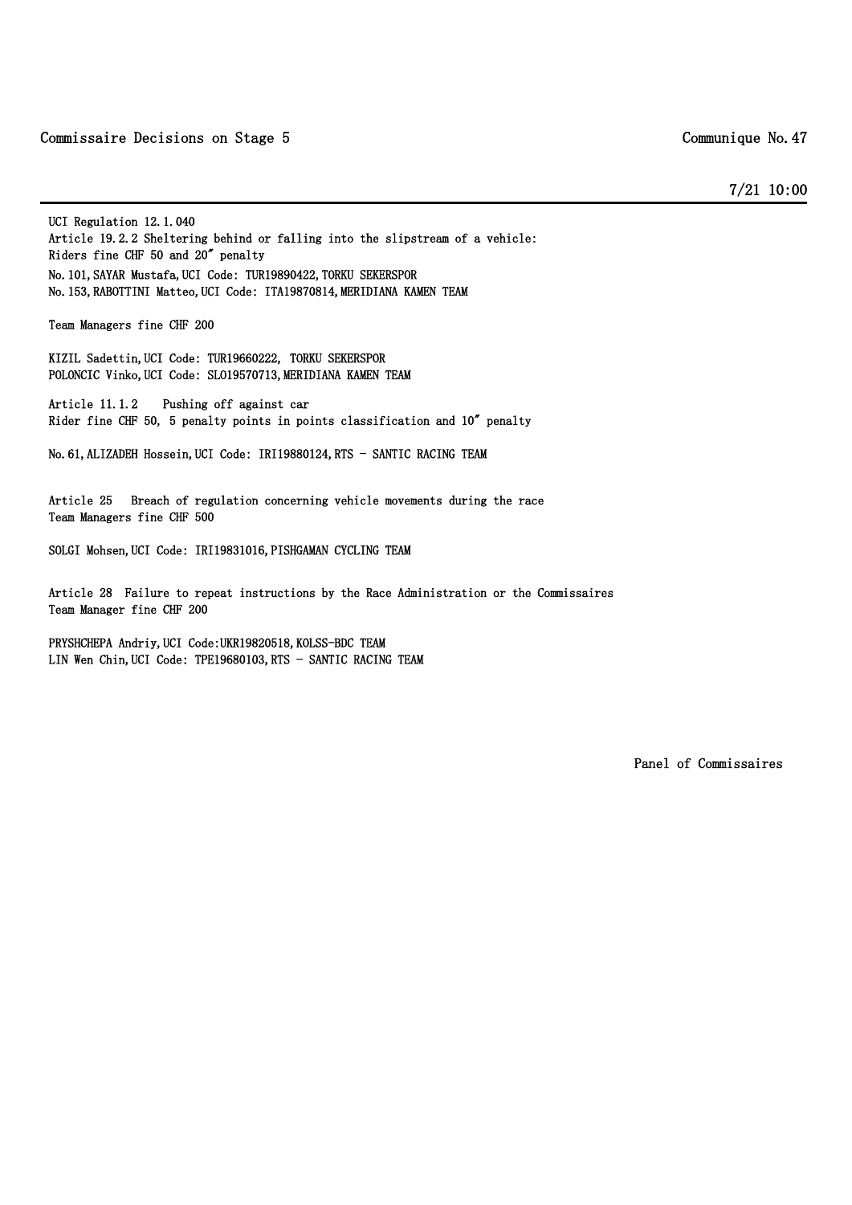Commissaire Decisions on Stage 5

Communique No.47

7/21 10:00

UCI Regulation 12.1.040
Article 19.2.2 Sheltering behind or falling into the slipstream of a vehicle:
Riders fine CHF 50 and 20″ penalty

No.101,SAYAR Mustafa,UCI Code: TUR19890422,TORKU SEKERSPOR
No.153,RABOTTINI Matteo,UCI Code: ITA19870814,MERIDIANA KAMEN TEAM

Team Managers fine CHF 200

KIZIL Sadettin,UCI Code: TUR19660222, TORKU SEKERSPOR
POLONCIC Vinko,UCI Code: SLO19570713,MERIDIANA KAMEN TEAM

Article 11.1.2 Pushing off against car
Rider fine CHF 50, 5 penalty points in points classification and 10″ penalty

No.61,ALIZADEH Hossein,UCI Code: IRI19880124,RTS - SANTIC RACING TEAM

Article 25 Breach of regulation concerning vehicle movements during the race
Team Managers fine CHF 500

SOLGI Mohsen,UCI Code: IRI19831016,PISHGAMAN CYCLING TEAM

Article 28 Failure to repeat instructions by the Race Administration or the Commissaires
Team Manager fine CHF 200

PRYSHCHEPA Andriy,UCI Code:UKR19820518,KOLSS-BDC TEAM
LIN Wen Chin,UCI Code: TPE19680103,RTS - SANTIC RACING TEAM

Panel of Commissaires